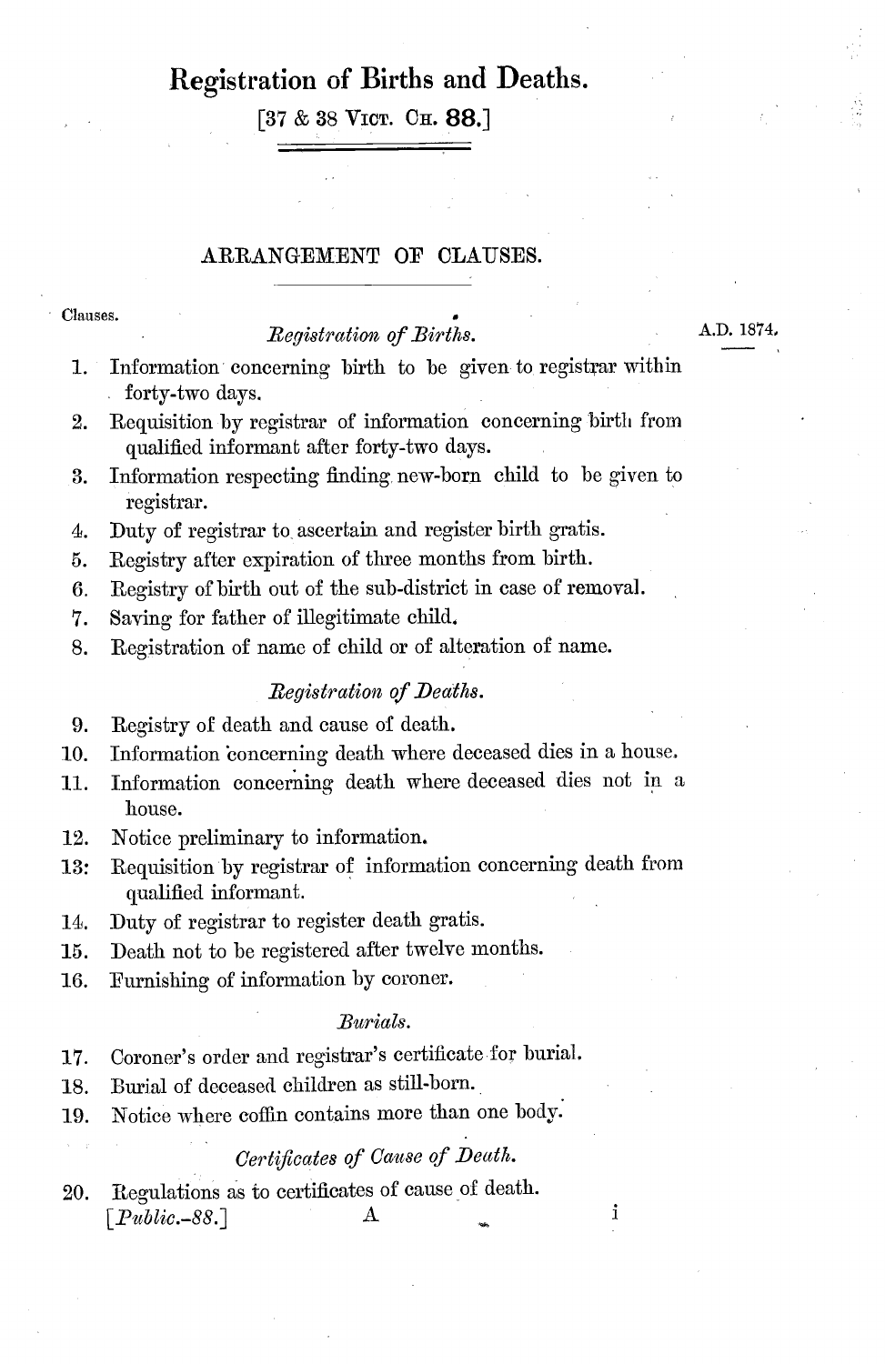# Registration of Births and Deaths.

[37 & 38 VICT. CH. 88.]

## ARRANGEMENT OF CLAUSES.

A.D. 1874.

Clauses.

### *Registration of Births.*

1. Information concerning birth to be given to registrar within forty-two days.
2. Requisition by registrar of information concerning birth from qualified informant after forty-two days.
3. Information respecting finding new-born child to be given to registrar.
4. Duty of registrar to ascertain and register birth gratis.
5. Registry after expiration of three months from birth.
6. Registry of birth out of the sub-district in case of removal.
7. Saving for father of illegitimate child.
8. Registration of name of child or of alteration of name.

### *Registration of Deaths.*

9. Registry of death and cause of death.
10. Information concerning death where deceased dies in a house.
11. Information concerning death where deceased dies not in a house.
12. Notice preliminary to information.
13. Requisition by registrar of information concerning death from qualified informant.
14. Duty of registrar to register death gratis.
15. Death not to be registered after twelve months.
16. Furnishing of information by coroner.

### *Burials.*

17. Coroner's order and registrar's certificate for burial.
18. Burial of deceased children as still-born.
19. Notice where coffin contains more than one body.

### *Certificates of Cause of Death.*

20. Regulations as to certificates of cause of death.

[*Public.-88.*] A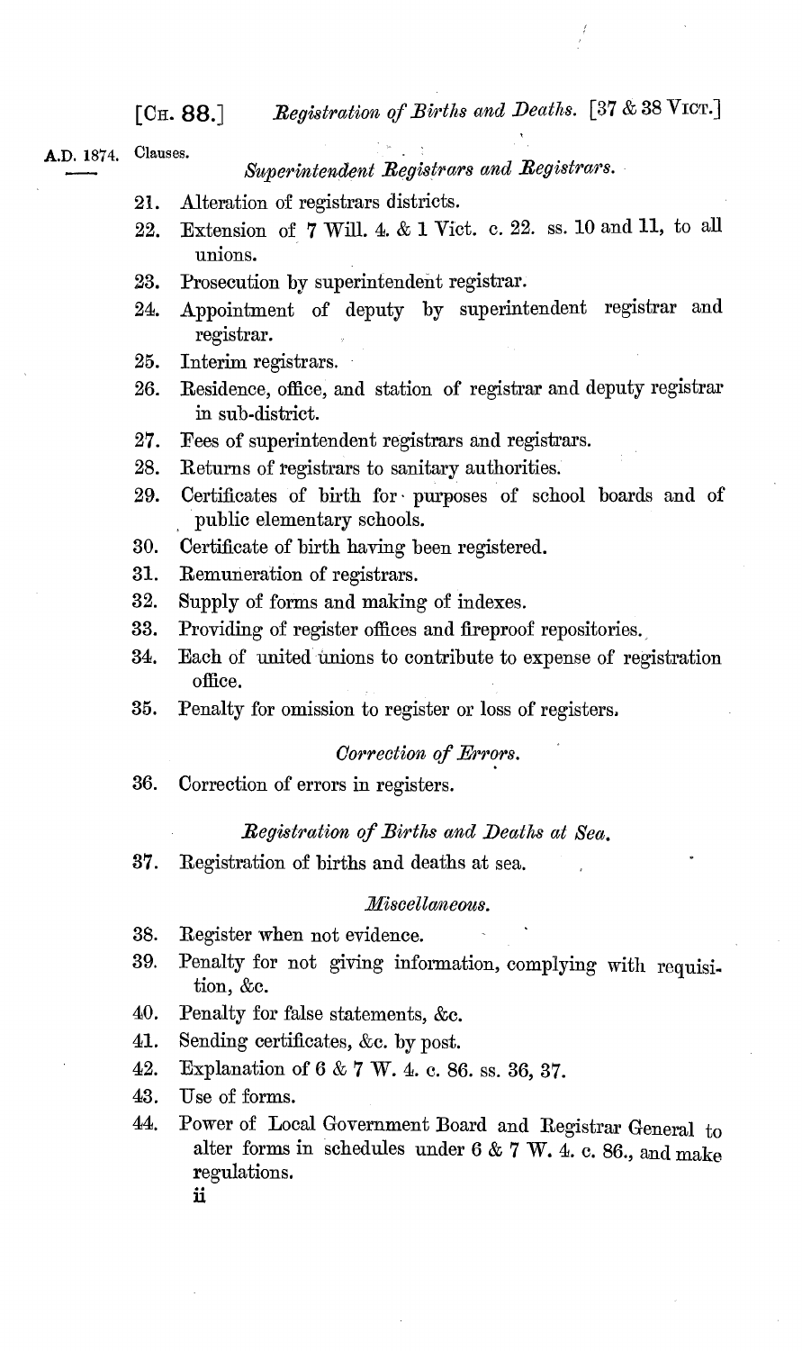Clauses.

### *Superintendent Registrars and Registrars.*

21. Alteration of registrars districts.
22. Extension of 7 Will. 4. & 1 Vict. c. 22. ss. 10 and 11, to all unions.
23. Prosecution by superintendent registrar.
24. Appointment of deputy by superintendent registrar and registrar.
25. Interim registrars.
26. Residence, office, and station of registrar and deputy registrar in sub-district.
27. Fees of superintendent registrars and registrars.
28. Returns of registrars to sanitary authorities.
29. Certificates of birth for purposes of school boards and of public elementary schools.
30. Certificate of birth having been registered.
31. Remuneration of registrars.
32. Supply of forms and making of indexes.
33. Providing of register offices and fireproof repositories.
34. Each of united unions to contribute to expense of registration office.
35. Penalty for omission to register or loss of registers.

### *Correction of Errors.*

36. Correction of errors in registers.

### *Registration of Births and Deaths at Sea.*

37. Registration of births and deaths at sea.

### *Miscellaneous.*

38. Register when not evidence.
39. Penalty for not giving information, complying with requisition, &c.
40. Penalty for false statements, &c.
41. Sending certificates, &c. by post.
42. Explanation of 6 & 7 W. 4. c. 86. ss. 36, 37.
43. Use of forms.
44. Power of Local Government Board and Registrar General to alter forms in schedules under 6 & 7 W. 4. c. 86., and make regulations.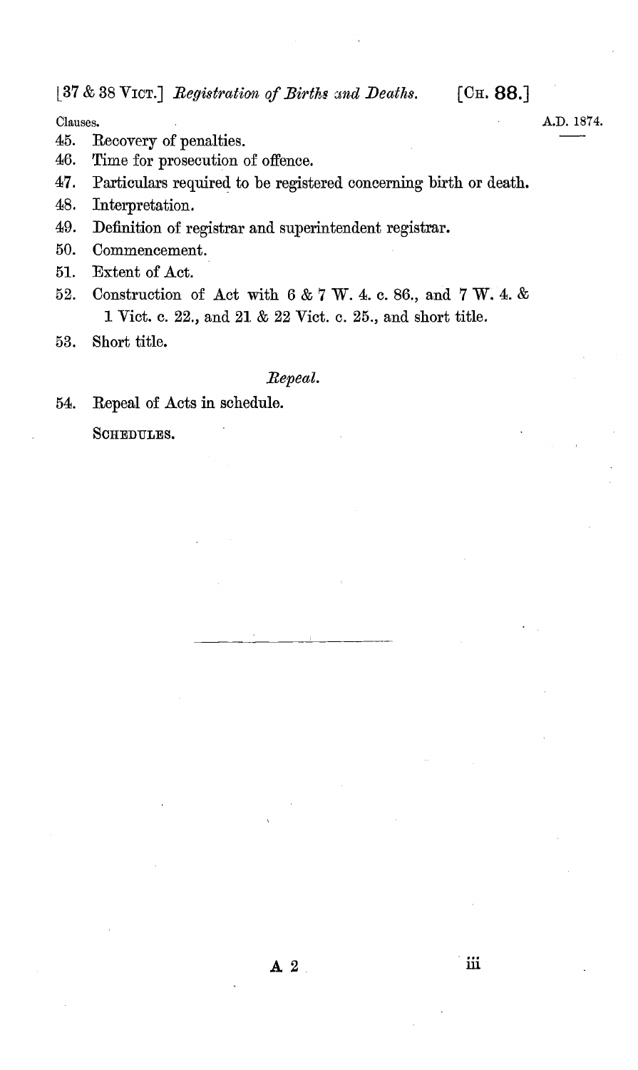Clauses.

45. Recovery of penalties.
46. Time for prosecution of offence.
47. Particulars required to be registered concerning birth or death.
48. Interpretation.
49. Definition of registrar and superintendent registrar.
50. Commencement.
51. Extent of Act.
52. Construction of Act with 6 & 7 W. 4. c. 86., and 7 W. 4. & 1 Vict. c. 22., and 21 & 22 Vict. c. 25., and short title.
53. Short title.

*Repeal.*

54. Repeal of Acts in schedule.

SCHEDULES.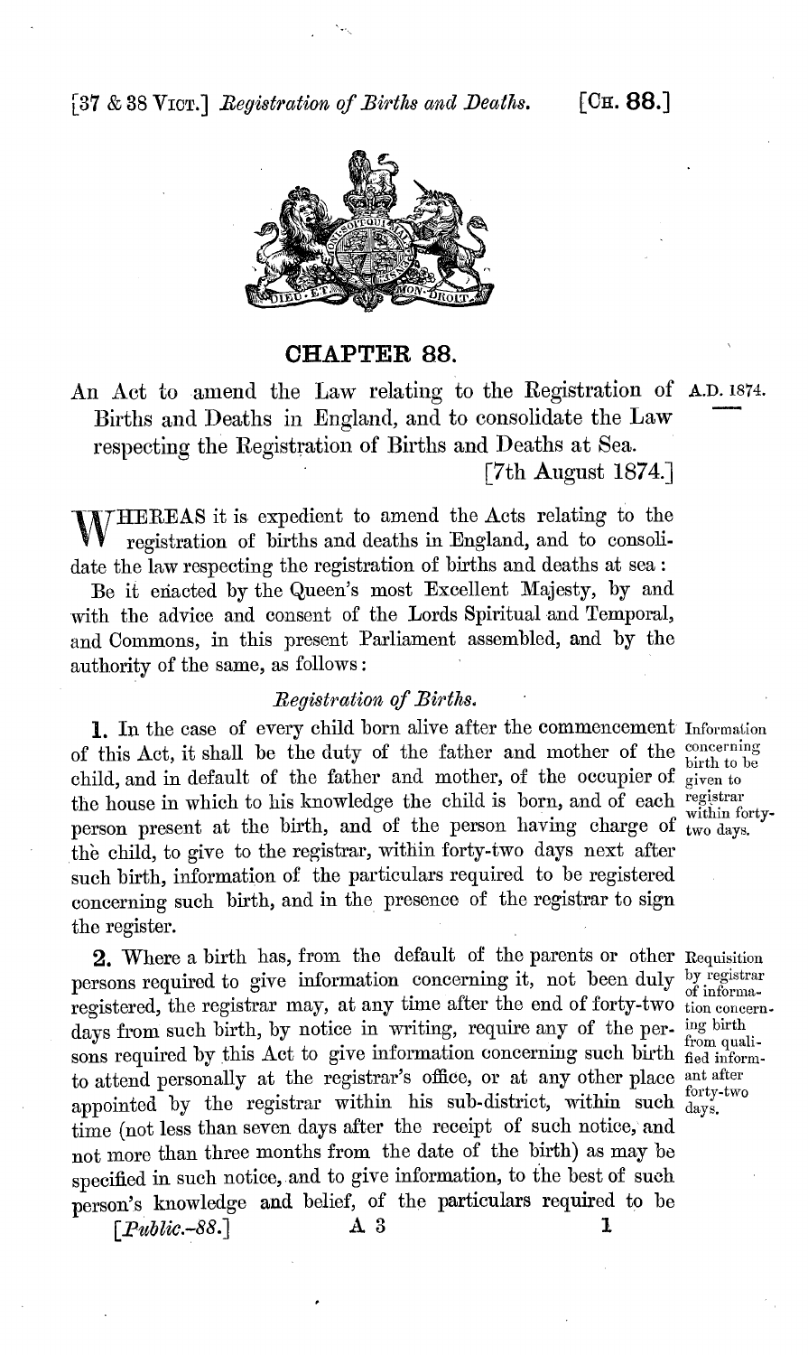# CHAPTER 88.

An Act to amend the Law relating to the Registration of Births and Deaths in England, and to consolidate the Law respecting the Registration of Births and Deaths at Sea.

A.D. 1874.

[7th August 1874.]

WHEREAS it is expedient to amend the Acts relating to the registration of births and deaths in England, and to consolidate the law respecting the registration of births and deaths at sea:

Be it enacted by the Queen's most Excellent Majesty, by and with the advice and consent of the Lords Spiritual and Temporal, and Commons, in this present Parliament assembled, and by the authority of the same, as follows:

## *Registration of Births.*

*Information concerning birth to be given to registrar within forty-two days.*

**1.** In the case of every child born alive after the commencement of this Act, it shall be the duty of the father and mother of the child, and in default of the father and mother, of the occupier of the house in which to his knowledge the child is born, and of each person present at the birth, and of the person having charge of the child, to give to the registrar, within forty-two days next after such birth, information of the particulars required to be registered concerning such birth, and in the presence of the registrar to sign the register.

*Requisition by registrar of information concerning birth from qualified informant after forty-two days.*

**2.** Where a birth has, from the default of the parents or other persons required to give information concerning it, not been duly registered, the registrar may, at any time after the end of forty-two days from such birth, by notice in writing, require any of the persons required by this Act to give information concerning such birth to attend personally at the registrar's office, or at any other place appointed by the registrar within his sub-district, within such time (not less than seven days after the receipt of such notice, and not more than three months from the date of the birth) as may be specified in such notice, and to give information, to the best of such person's knowledge and belief, of the particulars required to be

[*Public.-88.*]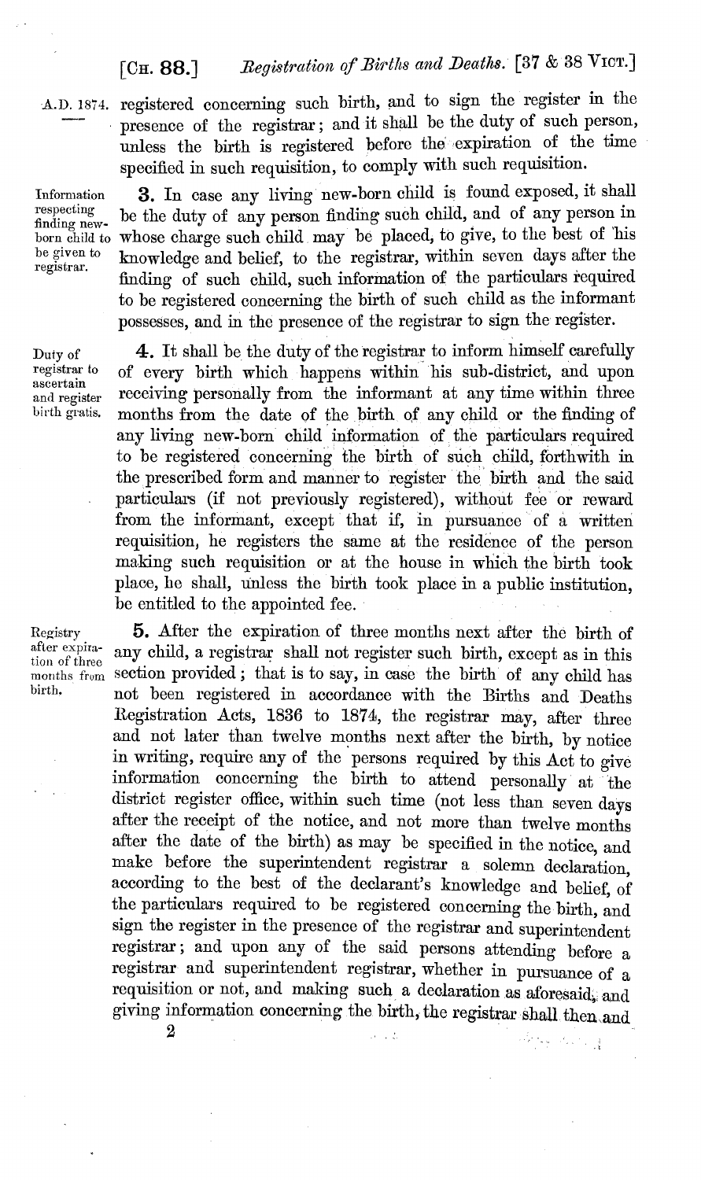registered concerning such birth, and to sign the register in the presence of the registrar; and it shall be the duty of such person, unless the birth is registered before the expiration of the time specified in such requisition, to comply with such requisition.

*Information respecting finding new-born child to be given to registrar.*

**3.** In case any living new-born child is found exposed, it shall be the duty of any person finding such child, and of any person in whose charge such child may be placed, to give, to the best of his knowledge and belief, to the registrar, within seven days after the finding of such child, such information of the particulars required to be registered concerning the birth of such child as the informant possesses, and in the presence of the registrar to sign the register.

*Duty of registrar to ascertain and register birth gratis.*

**4.** It shall be the duty of the registrar to inform himself carefully of every birth which happens within his sub-district, and upon receiving personally from the informant at any time within three months from the date of the birth of any child or the finding of any living new-born child information of the particulars required to be registered concerning the birth of such child, forthwith in the prescribed form and manner to register the birth and the said particulars (if not previously registered), without fee or reward from the informant, except that if, in pursuance of a written requisition, he registers the same at the residence of the person making such requisition or at the house in which the birth took place, he shall, unless the birth took place in a public institution, be entitled to the appointed fee.

*Registry after expiration of three months from birth.*

**5.** After the expiration of three months next after the birth of any child, a registrar shall not register such birth, except as in this section provided; that is to say, in case the birth of any child has not been registered in accordance with the Births and Deaths Registration Acts, 1836 to 1874, the registrar may, after three and not later than twelve months next after the birth, by notice in writing, require any of the persons required by this Act to give information concerning the birth to attend personally at the district register office, within such time (not less than seven days after the receipt of the notice, and not more than twelve months after the date of the birth) as may be specified in the notice, and make before the superintendent registrar a solemn declaration, according to the best of the declarant's knowledge and belief, of the particulars required to be registered concerning the birth, and sign the register in the presence of the registrar and superintendent registrar; and upon any of the said persons attending before a registrar and superintendent registrar, whether in pursuance of a requisition or not, and making such a declaration as aforesaid, and giving information concerning the birth, the registrar shall then and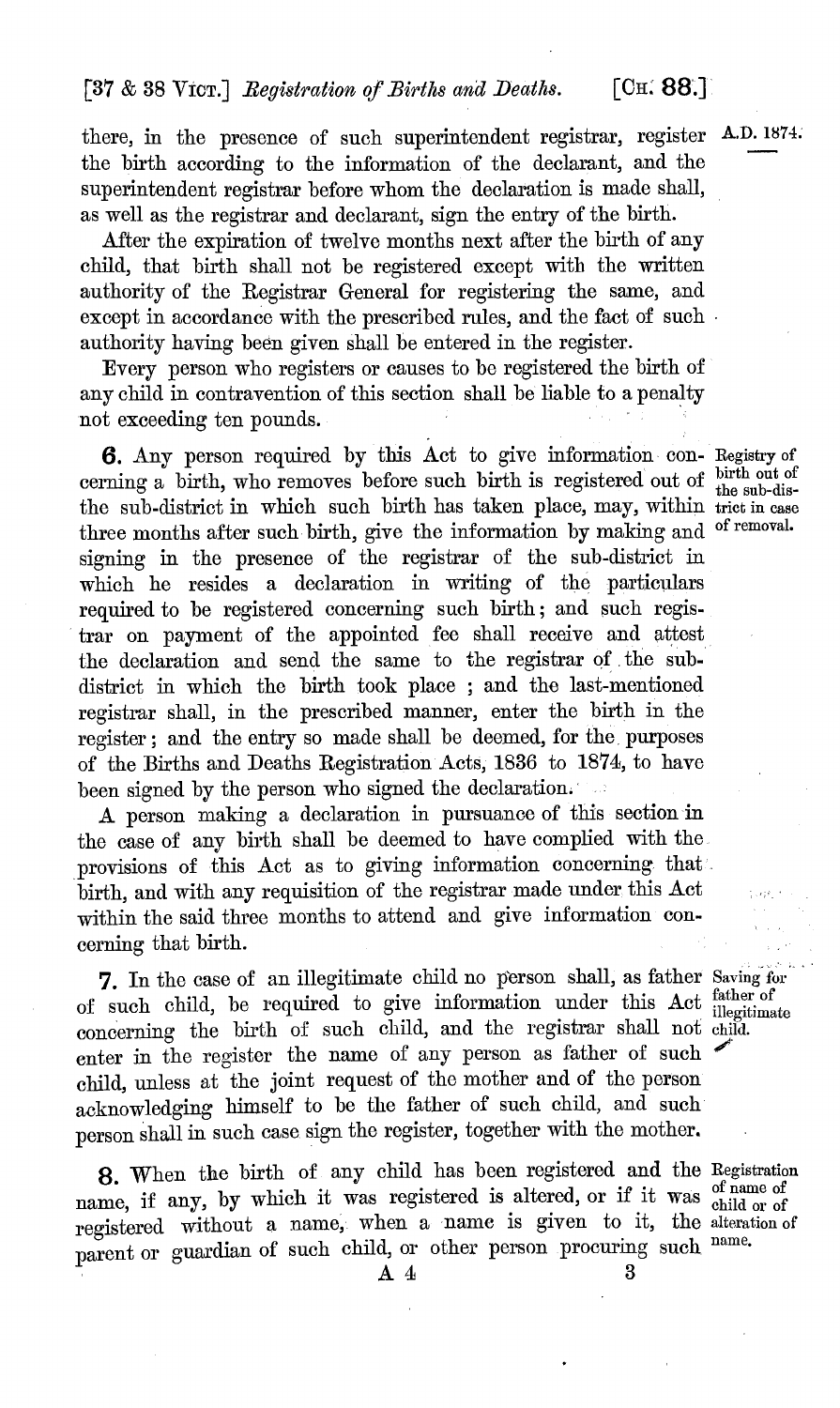there, in the presence of such superintendent registrar, register the birth according to the information of the declarant, and the superintendent registrar before whom the declaration is made shall, as well as the registrar and declarant, sign the entry of the birth.

After the expiration of twelve months next after the birth of any child, that birth shall not be registered except with the written authority of the Registrar General for registering the same, and except in accordance with the prescribed rules, and the fact of such authority having been given shall be entered in the register.

Every person who registers or causes to be registered the birth of any child in contravention of this section shall be liable to a penalty not exceeding ten pounds.

*Registry of birth out of the sub-district in case of removal.*

**6.** Any person required by this Act to give information concerning a birth, who removes before such birth is registered out of the sub-district in which such birth has taken place, may, within three months after such birth, give the information by making and signing in the presence of the registrar of the sub-district in which he resides a declaration in writing of the particulars required to be registered concerning such birth; and such registrar on payment of the appointed fee shall receive and attest the declaration and send the same to the registrar of the sub-district in which the birth took place; and the last-mentioned registrar shall, in the prescribed manner, enter the birth in the register; and the entry so made shall be deemed, for the purposes of the Births and Deaths Registration Acts, 1836 to 1874, to have been signed by the person who signed the declaration.

A person making a declaration in pursuance of this section in the case of any birth shall be deemed to have complied with the provisions of this Act as to giving information concerning that birth, and with any requisition of the registrar made under this Act within the said three months to attend and give information concerning that birth.

*Saving for father of illegitimate child.*

**7.** In the case of an illegitimate child no person shall, as father of such child, be required to give information under this Act concerning the birth of such child, and the registrar shall not enter in the register the name of any person as father of such child, unless at the joint request of the mother and of the person acknowledging himself to be the father of such child, and such person shall in such case sign the register, together with the mother.

*Registration of name of child or of alteration of name.*

**8.** When the birth of any child has been registered and the name, if any, by which it was registered is altered, or if it was registered without a name, when a name is given to it, the parent or guardian of such child, or other person procuring such

A 4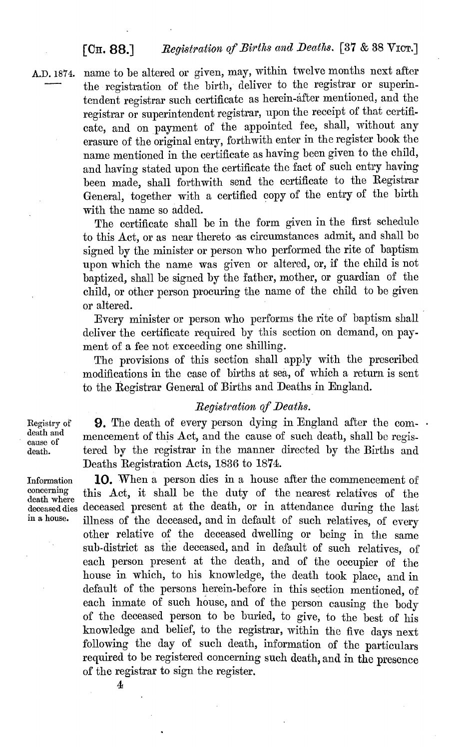name to be altered or given, may, within twelve months next after the registration of the birth, deliver to the registrar or superintendent registrar such certificate as herein-after mentioned, and the registrar or superintendent registrar, upon the receipt of that certificate, and on payment of the appointed fee, shall, without any erasure of the original entry, forthwith enter in the register book the name mentioned in the certificate as having been given to the child, and having stated upon the certificate the fact of such entry having been made, shall forthwith send the certificate to the Registrar General, together with a certified copy of the entry of the birth with the name so added.

The certificate shall be in the form given in the first schedule to this Act, or as near thereto as circumstances admit, and shall be signed by the minister or person who performed the rite of baptism upon which the name was given or altered, or, if the child is not baptized, shall be signed by the father, mother, or guardian of the child, or other person procuring the name of the child to be given or altered.

Every minister or person who performs the rite of baptism shall deliver the certificate required by this section on demand, on payment of a fee not exceeding one shilling.

The provisions of this section shall apply with the prescribed modifications in the case of births at sea, of which a return is sent to the Registrar General of Births and Deaths in England.

### *Registration of Deaths.*

*Registry of death and cause of death.*

**9.** The death of every person dying in England after the commencement of this Act, and the cause of such death, shall be registered by the registrar in the manner directed by the Births and Deaths Registration Acts, 1836 to 1874.

*Information concerning death where deceased dies in a house.*

**10.** When a person dies in a house after the commencement of this Act, it shall be the duty of the nearest relatives of the deceased present at the death, or in attendance during the last illness of the deceased, and in default of such relatives, of every other relative of the deceased dwelling or being in the same sub-district as the deceased, and in default of such relatives, of each person present at the death, and of the occupier of the house in which, to his knowledge, the death took place, and in default of the persons herein-before in this section mentioned, of each inmate of such house, and of the person causing the body of the deceased person to be buried, to give, to the best of his knowledge and belief, to the registrar, within the five days next following the day of such death, information of the particulars required to be registered concerning such death, and in the presence of the registrar to sign the register.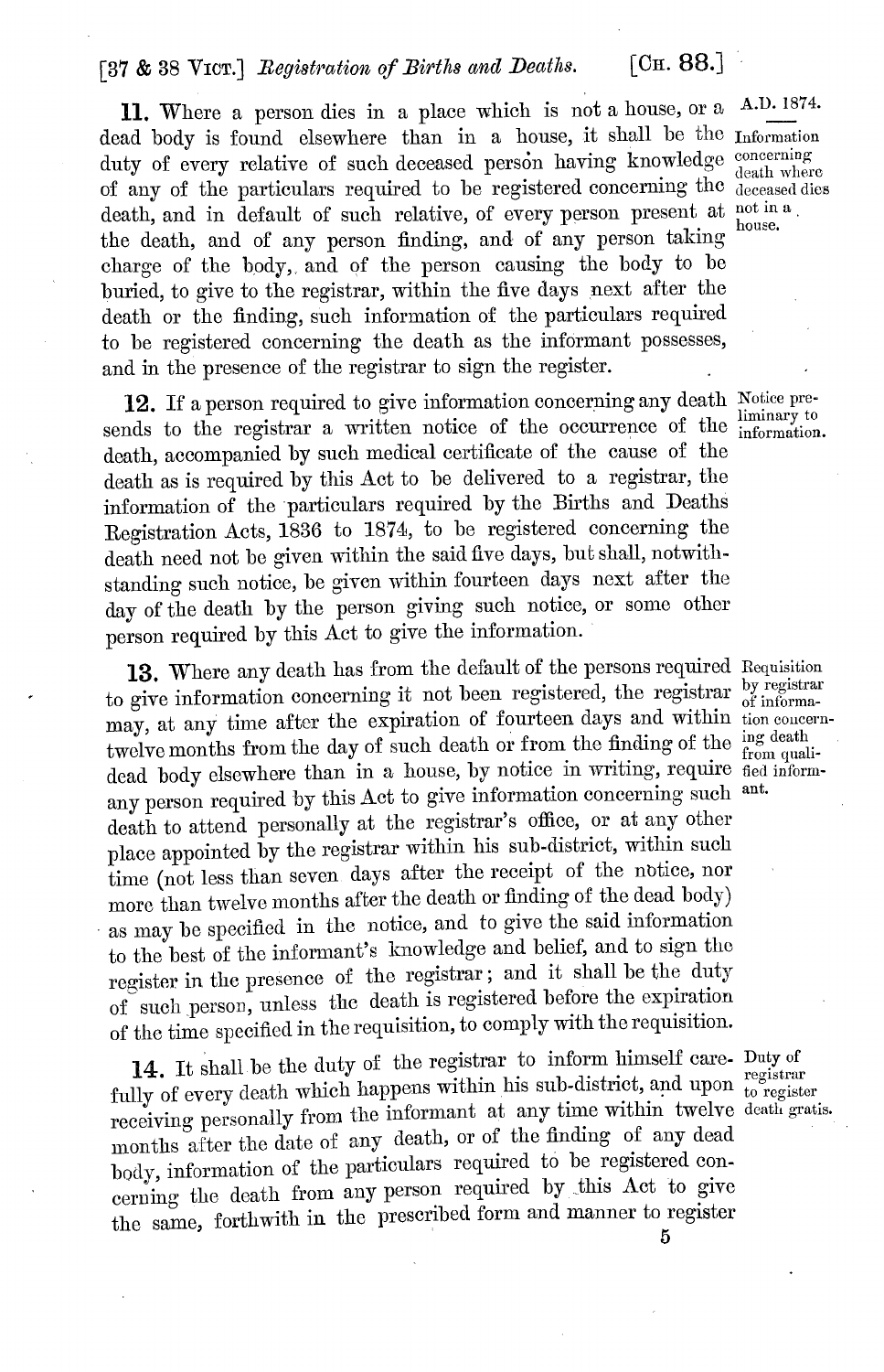A.D. 1874.

**11.** Where a person dies in a place which is not a house, or a dead body is found elsewhere than in a house, it shall be the duty of every relative of such deceased person having knowledge of any of the particulars required to be registered concerning the death, and in default of such relative, of every person present at the death, and of any person finding, and of any person taking charge of the body, and of the person causing the body to be buried, to give to the registrar, within the five days next after the death or the finding, such information of the particulars required to be registered concerning the death as the informant possesses, and in the presence of the registrar to sign the register.

*Information concerning death where deceased dies not in a house.*

**12.** If a person required to give information concerning any death sends to the registrar a written notice of the occurrence of the death, accompanied by such medical certificate of the cause of the death as is required by this Act to be delivered to a registrar, the information of the particulars required by the Births and Deaths Registration Acts, 1836 to 1874, to be registered concerning the death need not be given within the said five days, but shall, notwithstanding such notice, be given within fourteen days next after the day of the death by the person giving such notice, or some other person required by this Act to give the information.

*Notice preliminary to information.*

**13.** Where any death has from the default of the persons required to give information concerning it not been registered, the registrar may, at any time after the expiration of fourteen days and within twelve months from the day of such death or from the finding of the dead body elsewhere than in a house, by notice in writing, require any person required by this Act to give information concerning such death to attend personally at the registrar's office, or at any other place appointed by the registrar within his sub-district, within such time (not less than seven days after the receipt of the notice, nor more than twelve months after the death or finding of the dead body) as may be specified in the notice, and to give the said information to the best of the informant's knowledge and belief, and to sign the register in the presence of the registrar; and it shall be the duty of such person, unless the death is registered before the expiration of the time specified in the requisition, to comply with the requisition.

*Requisition by registrar of information concerning death from qualified informant.*

**14.** It shall be the duty of the registrar to inform himself carefully of every death which happens within his sub-district, and upon receiving personally from the informant at any time within twelve months after the date of any death, or of the finding of any dead body, information of the particulars required to be registered concerning the death from any person required by this Act to give the same, forthwith in the prescribed form and manner to register

*Duty of registrar to register death gratis.*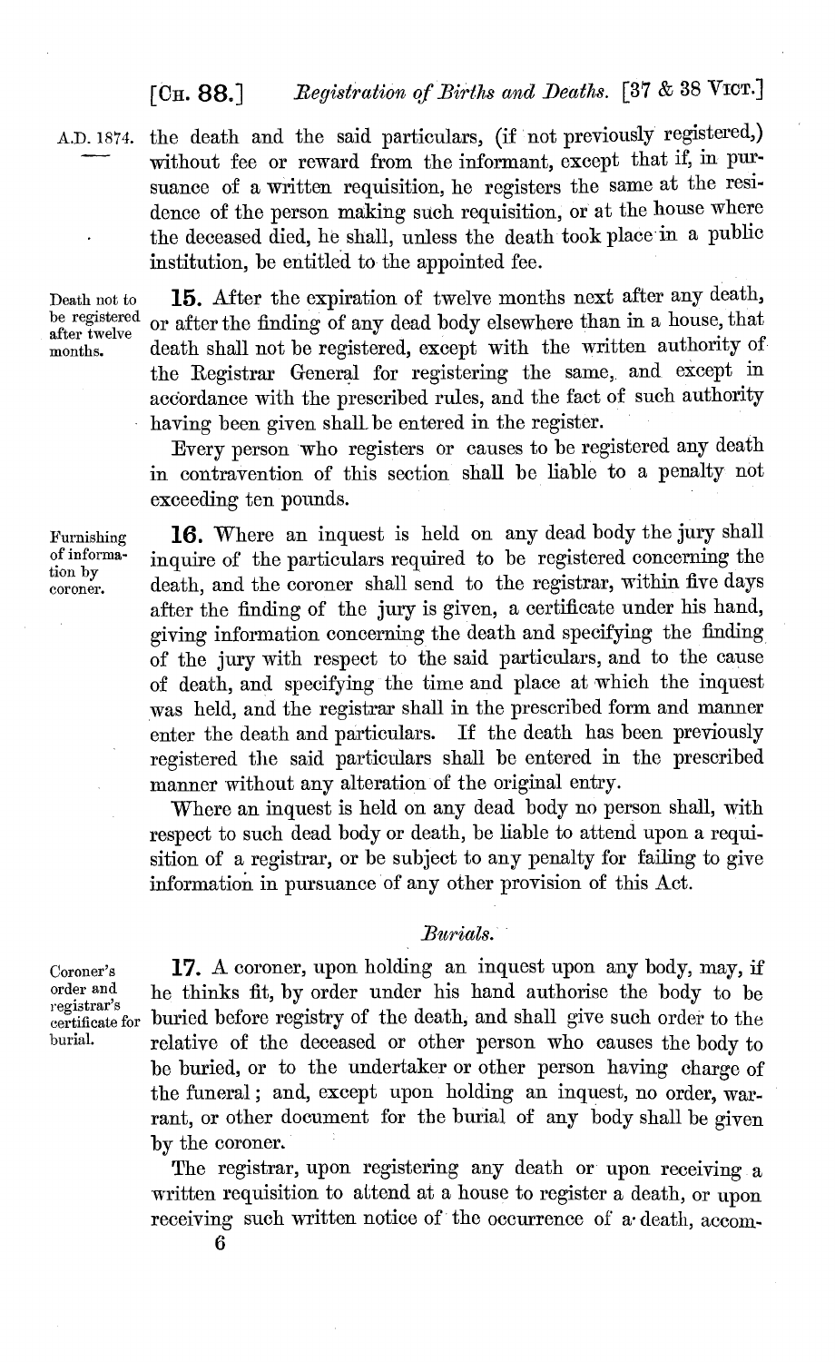the death and the said particulars, (if not previously registered,) without fee or reward from the informant, except that if, in pursuance of a written requisition, he registers the same at the residence of the person making such requisition, or at the house where the deceased died, he shall, unless the death took place in a public institution, be entitled to the appointed fee.

Death not to be registered after twelve months.

**15.** After the expiration of twelve months next after any death, or after the finding of any dead body elsewhere than in a house, that death shall not be registered, except with the written authority of the Registrar General for registering the same, and except in accordance with the prescribed rules, and the fact of such authority having been given shall be entered in the register.

Every person who registers or causes to be registered any death in contravention of this section shall be liable to a penalty not exceeding ten pounds.

Furnishing of information by coroner.

**16.** Where an inquest is held on any dead body the jury shall inquire of the particulars required to be registered concerning the death, and the coroner shall send to the registrar, within five days after the finding of the jury is given, a certificate under his hand, giving information concerning the death and specifying the finding of the jury with respect to the said particulars, and to the cause of death, and specifying the time and place at which the inquest was held, and the registrar shall in the prescribed form and manner enter the death and particulars. If the death has been previously registered the said particulars shall be entered in the prescribed manner without any alteration of the original entry.

Where an inquest is held on any dead body no person shall, with respect to such dead body or death, be liable to attend upon a requisition of a registrar, or be subject to any penalty for failing to give information in pursuance of any other provision of this Act.

*Burials.*

Coroner's order and registrar's certificate for burial.

**17.** A coroner, upon holding an inquest upon any body, may, if he thinks fit, by order under his hand authorise the body to be buried before registry of the death, and shall give such order to the relative of the deceased or other person who causes the body to be buried, or to the undertaker or other person having charge of the funeral; and, except upon holding an inquest, no order, warrant, or other document for the burial of any body shall be given by the coroner.

The registrar, upon registering any death or upon receiving a written requisition to attend at a house to register a death, or upon receiving such written notice of the occurrence of a death, accom-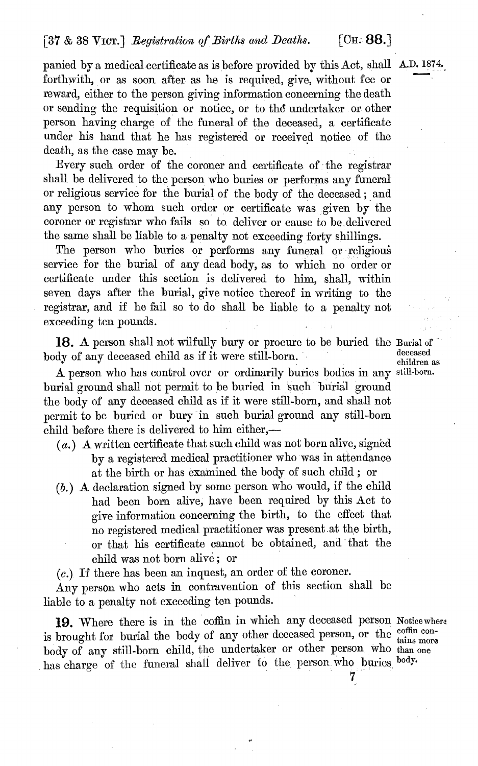panied by a medical certificate as is before provided by this Act, shall forthwith, or as soon after as he is required, give, without fee or reward, either to the person giving information concerning the death or sending the requisition or notice, or to the undertaker or other person having charge of the funeral of the deceased, a certificate under his hand that he has registered or received notice of the death, as the case may be.

Every such order of the coroner and certificate of the registrar shall be delivered to the person who buries or performs any funeral or religious service for the burial of the body of the deceased; and any person to whom such order or certificate was given by the coroner or registrar who fails so to deliver or cause to be delivered the same shall be liable to a penalty not exceeding forty shillings.

The person who buries or performs any funeral or religious service for the burial of any dead body, as to which no order or certificate under this section is delivered to him, shall, within seven days after the burial, give notice thereof in writing to the registrar, and if he fail so to do shall be liable to a penalty not exceeding ten pounds.

**18.** A person shall not wilfully bury or procure to be buried the body of any deceased child as if it were still-born.

*Burial of deceased children as still-born.*

A person who has control over or ordinarily buries bodies in any burial ground shall not permit to be buried in such burial ground the body of any deceased child as if it were still-born, and shall not permit to be buried or bury in such burial ground any still-born child before there is delivered to him either,—

(*a.*) A written certificate that such child was not born alive, signed by a registered medical practitioner who was in attendance at the birth or has examined the body of such child; or

(*b.*) A declaration signed by some person who would, if the child had been born alive, have been required by this Act to give information concerning the birth, to the effect that no registered medical practitioner was present at the birth, or that his certificate cannot be obtained, and that the child was not born alive; or

(*c.*) If there has been an inquest, an order of the coroner.

Any person who acts in contravention of this section shall be liable to a penalty not exceeding ten pounds.

**19.** Where there is in the coffin in which any deceased person is brought for burial the body of any other deceased person, or the body of any still-born child, the undertaker or other person who has charge of the funeral shall deliver to the person who buries

*Notice where coffin contains more than one body.*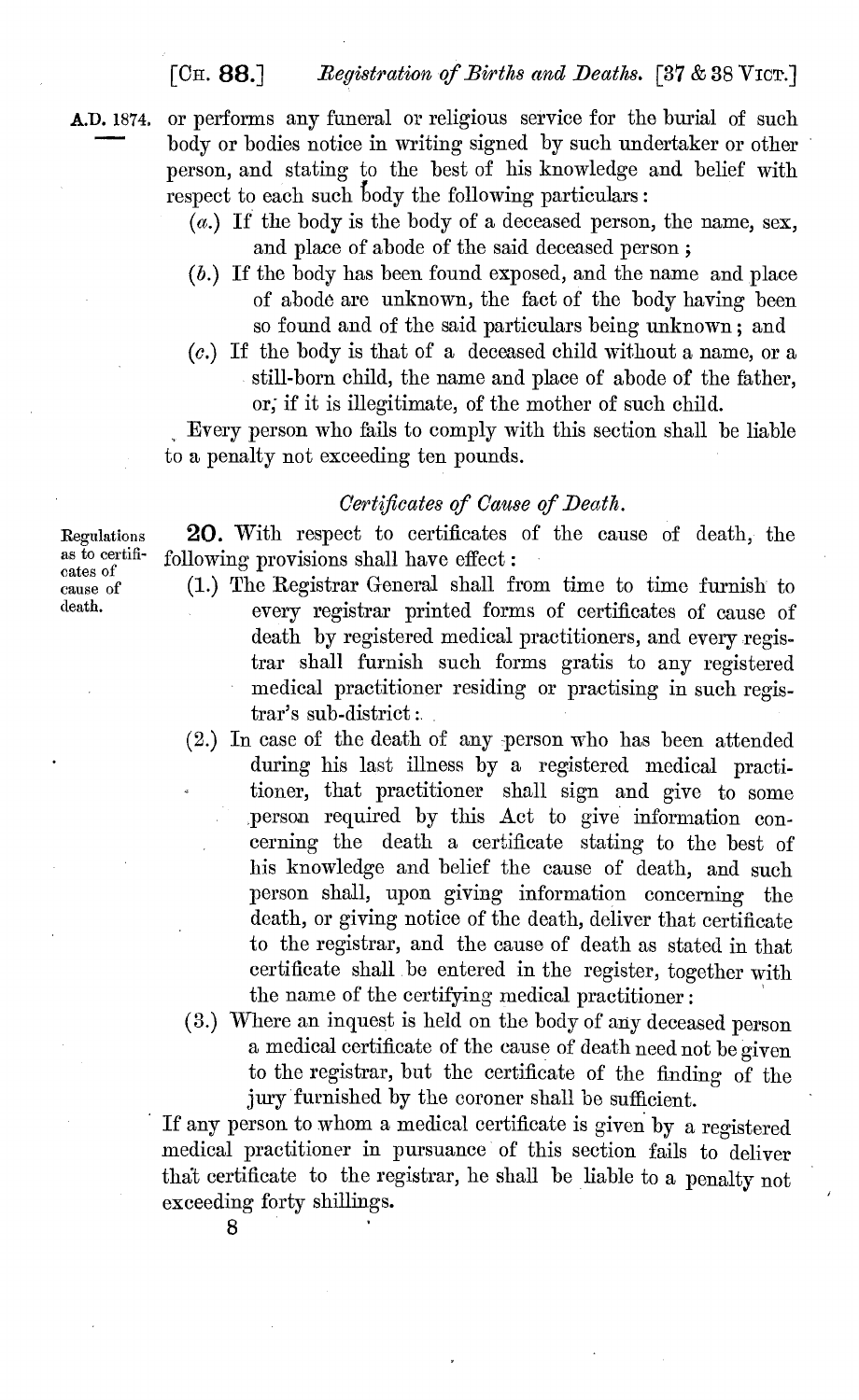or performs any funeral or religious service for the burial of such body or bodies notice in writing signed by such undertaker or other person, and stating to the best of his knowledge and belief with respect to each such body the following particulars:

(a.) If the body is the body of a deceased person, the name, sex, and place of abode of the said deceased person;

(b.) If the body has been found exposed, and the name and place of abode are unknown, the fact of the body having been so found and of the said particulars being unknown; and

(c.) If the body is that of a deceased child without a name, or a still-born child, the name and place of abode of the father, or, if it is illegitimate, of the mother of such child.

Every person who fails to comply with this section shall be liable to a penalty not exceeding ten pounds.

### *Certificates of Cause of Death.*

Regulations as to certificates of cause of death.

**20.** With respect to certificates of the cause of death, the following provisions shall have effect:

(1.) The Registrar General shall from time to time furnish to every registrar printed forms of certificates of cause of death by registered medical practitioners, and every registrar shall furnish such forms gratis to any registered medical practitioner residing or practising in such registrar's sub-district:

(2.) In case of the death of any person who has been attended during his last illness by a registered medical practitioner, that practitioner shall sign and give to some person required by this Act to give information concerning the death a certificate stating to the best of his knowledge and belief the cause of death, and such person shall, upon giving information concerning the death, or giving notice of the death, deliver that certificate to the registrar, and the cause of death as stated in that certificate shall be entered in the register, together with the name of the certifying medical practitioner:

(3.) Where an inquest is held on the body of any deceased person a medical certificate of the cause of death need not be given to the registrar, but the certificate of the finding of the jury furnished by the coroner shall be sufficient.

If any person to whom a medical certificate is given by a registered medical practitioner in pursuance of this section fails to deliver that certificate to the registrar, he shall be liable to a penalty not exceeding forty shillings.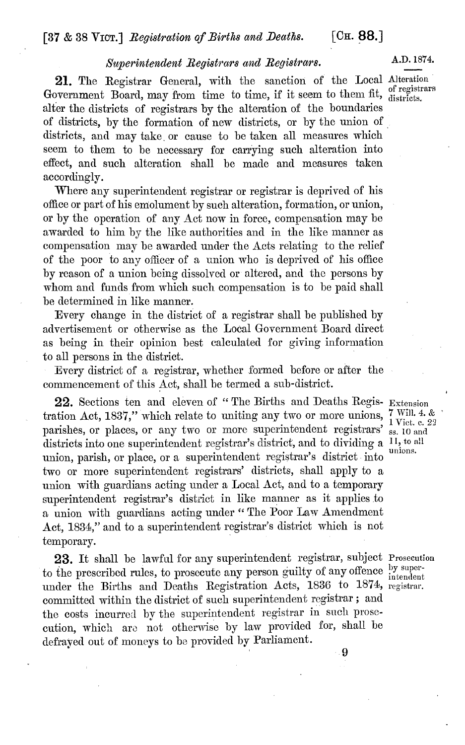## *Superintendent Registrars and Registrars.*

A.D. 1874.

**21.** The Registrar General, with the sanction of the Local Government Board, may from time to time, if it seem to them fit, alter the districts of registrars by the alteration of the boundaries of districts, by the formation of new districts, or by the union of districts, and may take or cause to be taken all measures which seem to them to be necessary for carrying such alteration into effect, and such alteration shall be made and measures taken accordingly.

*Alteration of registrars districts.*

Where any superintendent registrar or registrar is deprived of his office or part of his emolument by such alteration, formation, or union, or by the operation of any Act now in force, compensation may be awarded to him by the like authorities and in the like manner as compensation may be awarded under the Acts relating to the relief of the poor to any officer of a union who is deprived of his office by reason of a union being dissolved or altered, and the persons by whom and funds from which such compensation is to be paid shall be determined in like manner.

Every change in the district of a registrar shall be published by advertisement or otherwise as the Local Government Board direct as being in their opinion best calculated for giving information to all persons in the district.

Every district of a registrar, whether formed before or after the commencement of this Act, shall be termed a sub-district.

**22.** Sections ten and eleven of "The Births and Deaths Registration Act, 1837," which relate to uniting any two or more unions, parishes, or places, or any two or more superintendent registrars' districts into one superintendent registrar's district, and to dividing a union, parish, or place, or a superintendent registrar's district into two or more superintendent registrars' districts, shall apply to a union with guardians acting under a Local Act, and to a temporary superintendent registrar's district in like manner as it applies to a union with guardians acting under "The Poor Law Amendment Act, 1834," and to a superintendent registrar's district which is not temporary.

*Extension 7 Will. 4. & 1 Vict. c. 22 ss. 10 and 11, to all unions.*

**23.** It shall be lawful for any superintendent registrar, subject to the prescribed rules, to prosecute any person guilty of any offence under the Births and Deaths Registration Acts, 1836 to 1874, committed within the district of such superintendent registrar; and the costs incurred by the superintendent registrar in such prosecution, which are not otherwise by law provided for, shall be defrayed out of moneys to be provided by Parliament.

*Prosecution by superintendent registrar.*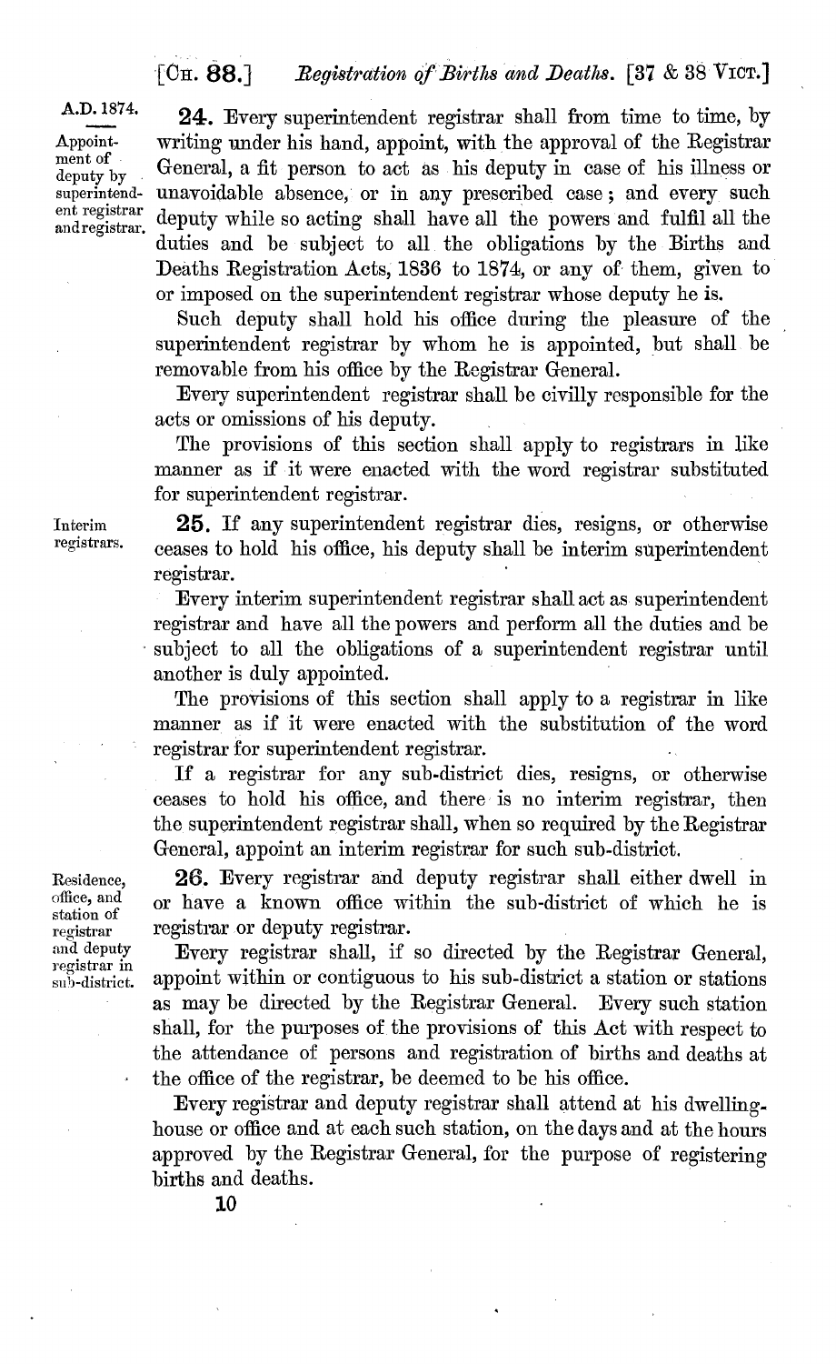A.D. 1874.

**Appointment of deputy by superintendent registrar and registrar.**

**24.** Every superintendent registrar shall from time to time, by writing under his hand, appoint, with the approval of the Registrar General, a fit person to act as his deputy in case of his illness or unavoidable absence, or in any prescribed case; and every such deputy while so acting shall have all the powers and fulfil all the duties and be subject to all the obligations by the Births and Deaths Registration Acts, 1836 to 1874, or any of them, given to or imposed on the superintendent registrar whose deputy he is.

Such deputy shall hold his office during the pleasure of the superintendent registrar by whom he is appointed, but shall be removable from his office by the Registrar General.

Every superintendent registrar shall be civilly responsible for the acts or omissions of his deputy.

The provisions of this section shall apply to registrars in like manner as if it were enacted with the word registrar substituted for superintendent registrar.

**Interim registrars.**

**25.** If any superintendent registrar dies, resigns, or otherwise ceases to hold his office, his deputy shall be interim superintendent registrar.

Every interim superintendent registrar shall act as superintendent registrar and have all the powers and perform all the duties and be subject to all the obligations of a superintendent registrar until another is duly appointed.

The provisions of this section shall apply to a registrar in like manner as if it were enacted with the substitution of the word registrar for superintendent registrar.

If a registrar for any sub-district dies, resigns, or otherwise ceases to hold his office, and there is no interim registrar, then the superintendent registrar shall, when so required by the Registrar General, appoint an interim registrar for such sub-district.

**Residence, office, and station of registrar and deputy registrar in sub-district.**

**26.** Every registrar and deputy registrar shall either dwell in or have a known office within the sub-district of which he is registrar or deputy registrar.

Every registrar shall, if so directed by the Registrar General, appoint within or contiguous to his sub-district a station or stations as may be directed by the Registrar General. Every such station shall, for the purposes of the provisions of this Act with respect to the attendance of persons and registration of births and deaths at the office of the registrar, be deemed to be his office.

Every registrar and deputy registrar shall attend at his dwelling-house or office and at each such station, on the days and at the hours approved by the Registrar General, for the purpose of registering births and deaths.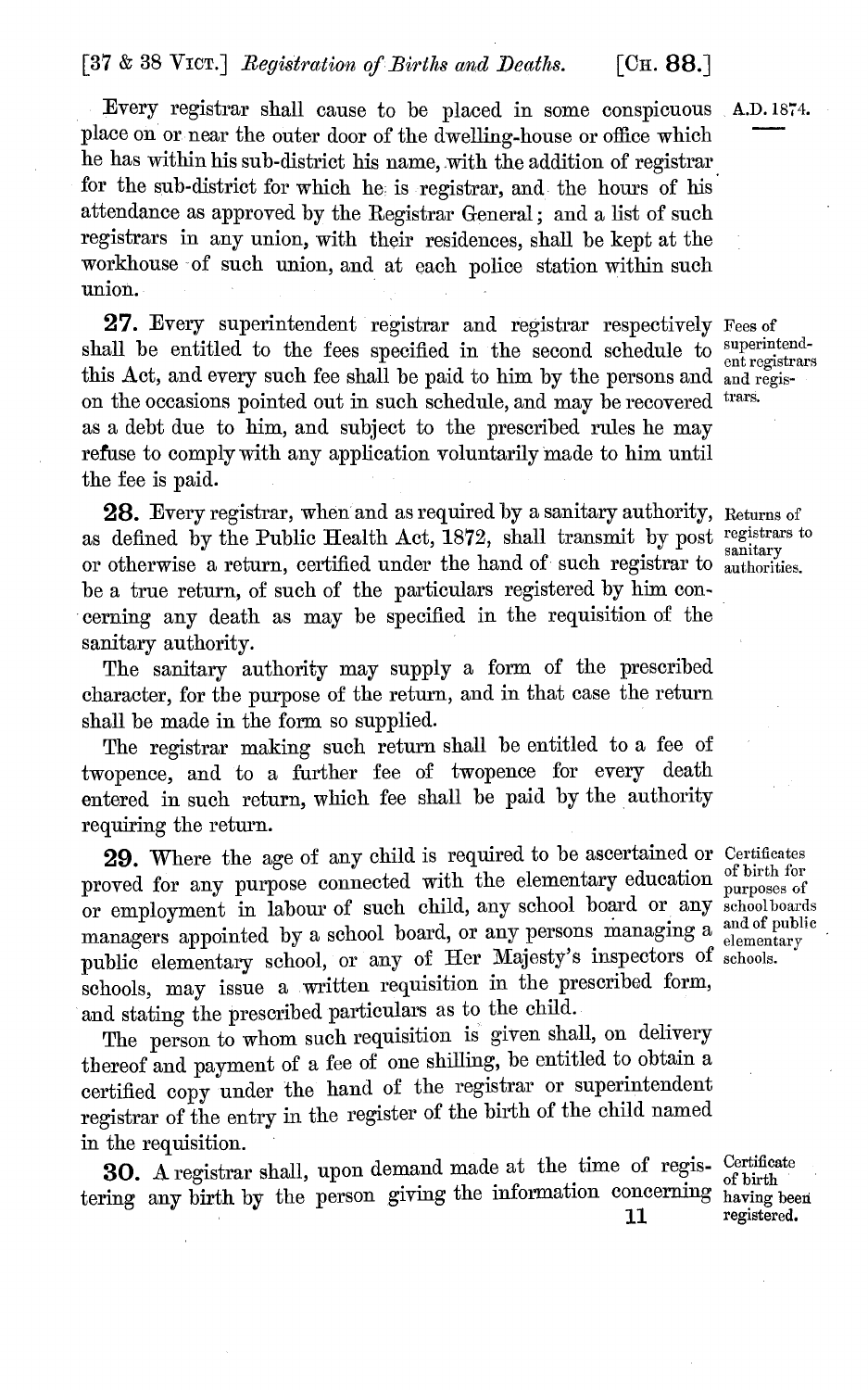Every registrar shall cause to be placed in some conspicuous place on or near the outer door of the dwelling-house or office which he has within his sub-district his name, with the addition of registrar for the sub-district for which he is registrar, and the hours of his attendance as approved by the Registrar General; and a list of such registrars in any union, with their residences, shall be kept at the workhouse of such union, and at each police station within such union.

*Fees of superintendent registrars and registrars.*

**27.** Every superintendent registrar and registrar respectively shall be entitled to the fees specified in the second schedule to this Act, and every such fee shall be paid to him by the persons and on the occasions pointed out in such schedule, and may be recovered as a debt due to him, and subject to the prescribed rules he may refuse to comply with any application voluntarily made to him until the fee is paid.

*Returns of registrars to sanitary authorities.*

**28.** Every registrar, when and as required by a sanitary authority, as defined by the Public Health Act, 1872, shall transmit by post or otherwise a return, certified under the hand of such registrar to be a true return, of such of the particulars registered by him concerning any death as may be specified in the requisition of the sanitary authority.

The sanitary authority may supply a form of the prescribed character, for the purpose of the return, and in that case the return shall be made in the form so supplied.

The registrar making such return shall be entitled to a fee of twopence, and to a further fee of twopence for every death entered in such return, which fee shall be paid by the authority requiring the return.

*Certificates of birth for purposes of schoolboards and of public elementary schools.*

**29.** Where the age of any child is required to be ascertained or proved for any purpose connected with the elementary education or employment in labour of such child, any school board or any managers appointed by a school board, or any persons managing a public elementary school, or any of Her Majesty's inspectors of schools, may issue a written requisition in the prescribed form, and stating the prescribed particulars as to the child.

The person to whom such requisition is given shall, on delivery thereof and payment of a fee of one shilling, be entitled to obtain a certified copy under the hand of the registrar or superintendent registrar of the entry in the register of the birth of the child named in the requisition.

*Certificate of birth having been registered.*

**30.** A registrar shall, upon demand made at the time of registering any birth by the person giving the information concerning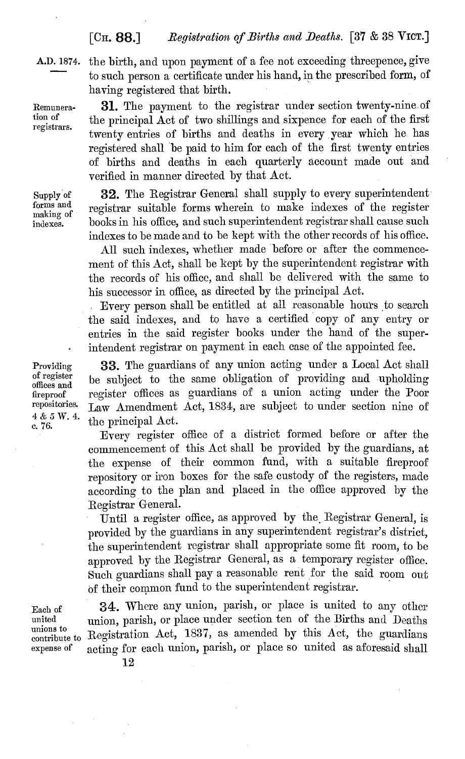the birth, and upon payment of a fee not exceeding threepence, give to such person a certificate under his hand, in the prescribed form, of having registered that birth.

*Remuneration of registrars.*

**31.** The payment to the registrar under section twenty-nine of the principal Act of two shillings and sixpence for each of the first twenty entries of births and deaths in every year which he has registered shall be paid to him for each of the first twenty entries of births and deaths in each quarterly account made out and verified in manner directed by that Act.

*Supply of forms and making of indexes.*

**32.** The Registrar General shall supply to every superintendent registrar suitable forms wherein to make indexes of the register books in his office, and such superintendent registrar shall cause such indexes to be made and to be kept with the other records of his office.

All such indexes, whether made before or after the commencement of this Act, shall be kept by the superintendent registrar with the records of his office, and shall be delivered with the same to his successor in office, as directed by the principal Act.

Every person shall be entitled at all reasonable hours to search the said indexes, and to have a certified copy of any entry or entries in the said register books under the hand of the superintendent registrar on payment in each case of the appointed fee.

*Providing of register offices and fireproof repositories. 4 & 5 W. 4. c. 76.*

**33.** The guardians of any union acting under a Local Act shall be subject to the same obligation of providing and upholding register offices as guardians of a union acting under the Poor Law Amendment Act, 1834, are subject to under section nine of the principal Act.

Every register office of a district formed before or after the commencement of this Act shall be provided by the guardians, at the expense of their common fund, with a suitable fireproof repository or iron boxes for the safe custody of the registers, made according to the plan and placed in the office approved by the Registrar General.

Until a register office, as approved by the Registrar General, is provided by the guardians in any superintendent registrar's district, the superintendent registrar shall appropriate some fit room, to be approved by the Registrar General, as a temporary register office. Such guardians shall pay a reasonable rent for the said room out of their common fund to the superintendent registrar.

*Each of united unions to contribute to expense of*

**34.** Where any union, parish, or place is united to any other union, parish, or place under section ten of the Births and Deaths Registration Act, 1837, as amended by this Act, the guardians acting for each union, parish, or place so united as aforesaid shall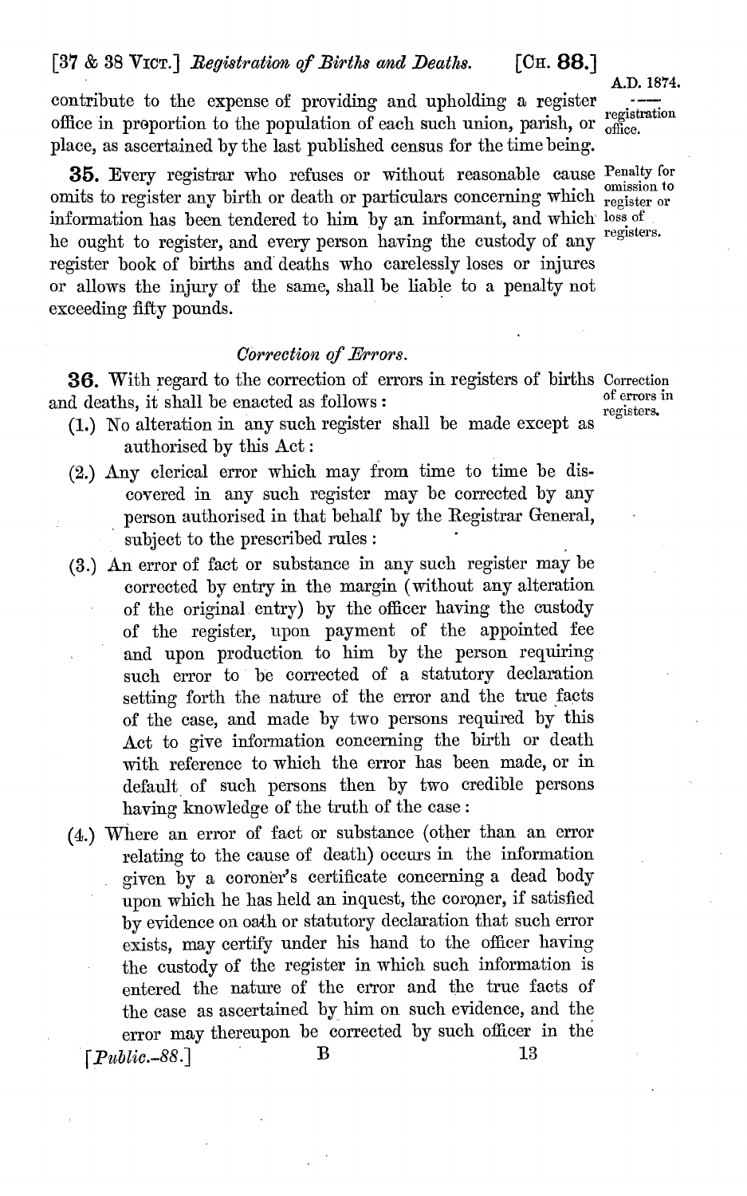contribute to the expense of providing and upholding a register office in proportion to the population of each such union, parish, or place, as ascertained by the last published census for the time being.

**35.** Every registrar who refuses or without reasonable cause omits to register any birth or death or particulars concerning which information has been tendered to him by an informant, and which he ought to register, and every person having the custody of any register book of births and deaths who carelessly loses or injures or allows the injury of the same, shall be liable to a penalty not exceeding fifty pounds.

*Penalty for omission to register or loss of registers.*

### *Correction of Errors.*

**36.** With regard to the correction of errors in registers of births and deaths, it shall be enacted as follows:

*Correction of errors in registers.*

(1.) No alteration in any such register shall be made except as authorised by this Act:

(2.) Any clerical error which may from time to time be discovered in any such register may be corrected by any person authorised in that behalf by the Registrar General, subject to the prescribed rules:

(3.) An error of fact or substance in any such register may be corrected by entry in the margin (without any alteration of the original entry) by the officer having the custody of the register, upon payment of the appointed fee and upon production to him by the person requiring such error to be corrected of a statutory declaration setting forth the nature of the error and the true facts of the case, and made by two persons required by this Act to give information concerning the birth or death with reference to which the error has been made, or in default of such persons then by two credible persons having knowledge of the truth of the case:

(4.) Where an error of fact or substance (other than an error relating to the cause of death) occurs in the information given by a coroner's certificate concerning a dead body upon which he has held an inquest, the coroner, if satisfied by evidence on oath or statutory declaration that such error exists, may certify under his hand to the officer having the custody of the register in which such information is entered the nature of the error and the true facts of the case as ascertained by him on such evidence, and the error may thereupon be corrected by such officer in the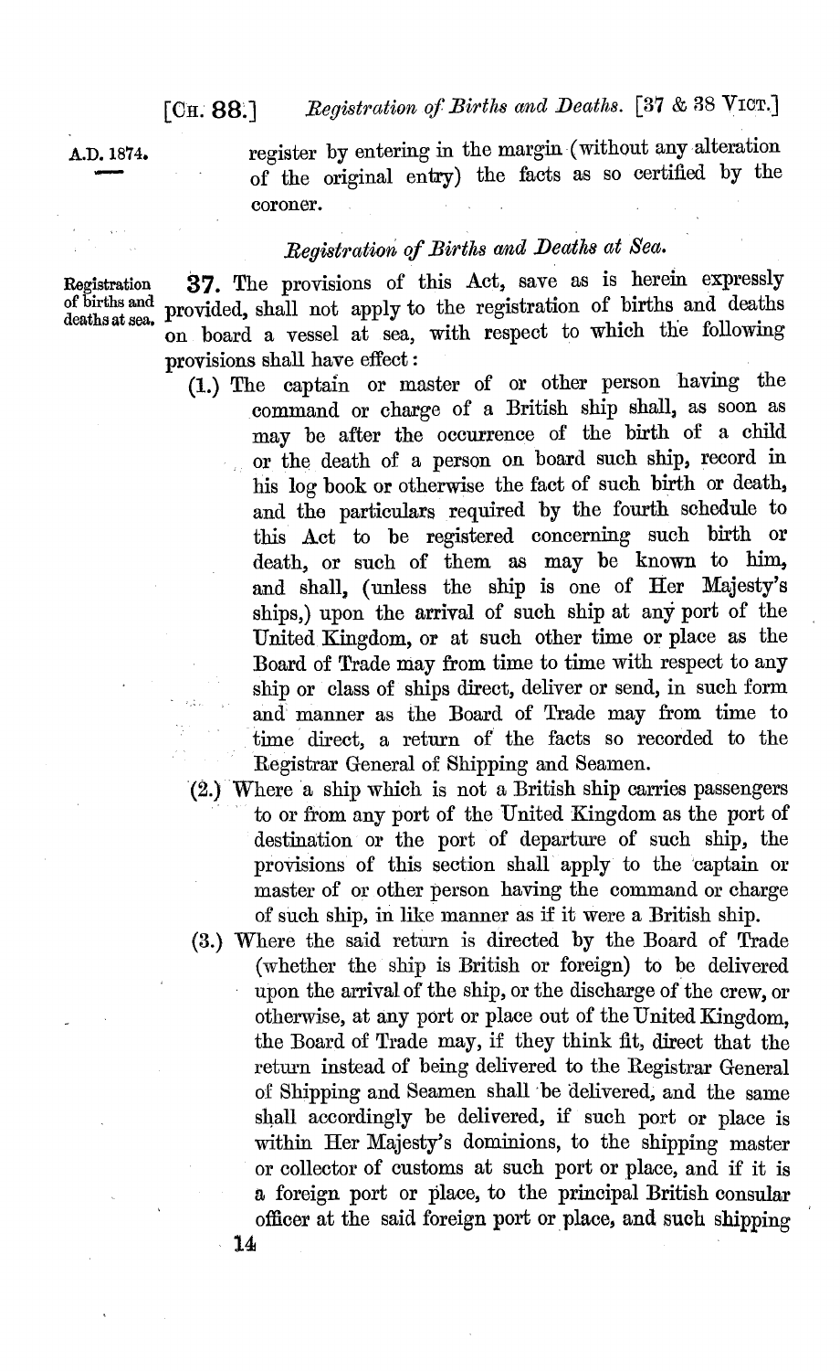register by entering in the margin (without any alteration of the original entry) the facts as so certified by the coroner.

### *Registration of Births and Deaths at Sea.*

Registration of births and deaths at sea.

**37.** The provisions of this Act, save as is herein expressly provided, shall not apply to the registration of births and deaths on board a vessel at sea, with respect to which the following provisions shall have effect:

(1.) The captain or master of or other person having the command or charge of a British ship shall, as soon as may be after the occurrence of the birth of a child or the death of a person on board such ship, record in his log book or otherwise the fact of such birth or death, and the particulars required by the fourth schedule to this Act to be registered concerning such birth or death, or such of them as may be known to him, and shall, (unless the ship is one of Her Majesty's ships,) upon the arrival of such ship at any port of the United Kingdom, or at such other time or place as the Board of Trade may from time to time with respect to any ship or class of ships direct, deliver or send, in such form and manner as the Board of Trade may from time to time direct, a return of the facts so recorded to the Registrar General of Shipping and Seamen.

(2.) Where a ship which is not a British ship carries passengers to or from any port of the United Kingdom as the port of destination or the port of departure of such ship, the provisions of this section shall apply to the captain or master of or other person having the command or charge of such ship, in like manner as if it were a British ship.

(3.) Where the said return is directed by the Board of Trade (whether the ship is British or foreign) to be delivered upon the arrival of the ship, or the discharge of the crew, or otherwise, at any port or place out of the United Kingdom, the Board of Trade may, if they think fit, direct that the return instead of being delivered to the Registrar General of Shipping and Seamen shall be delivered, and the same shall accordingly be delivered, if such port or place is within Her Majesty's dominions, to the shipping master or collector of customs at such port or place, and if it is a foreign port or place, to the principal British consular officer at the said foreign port or place, and such shipping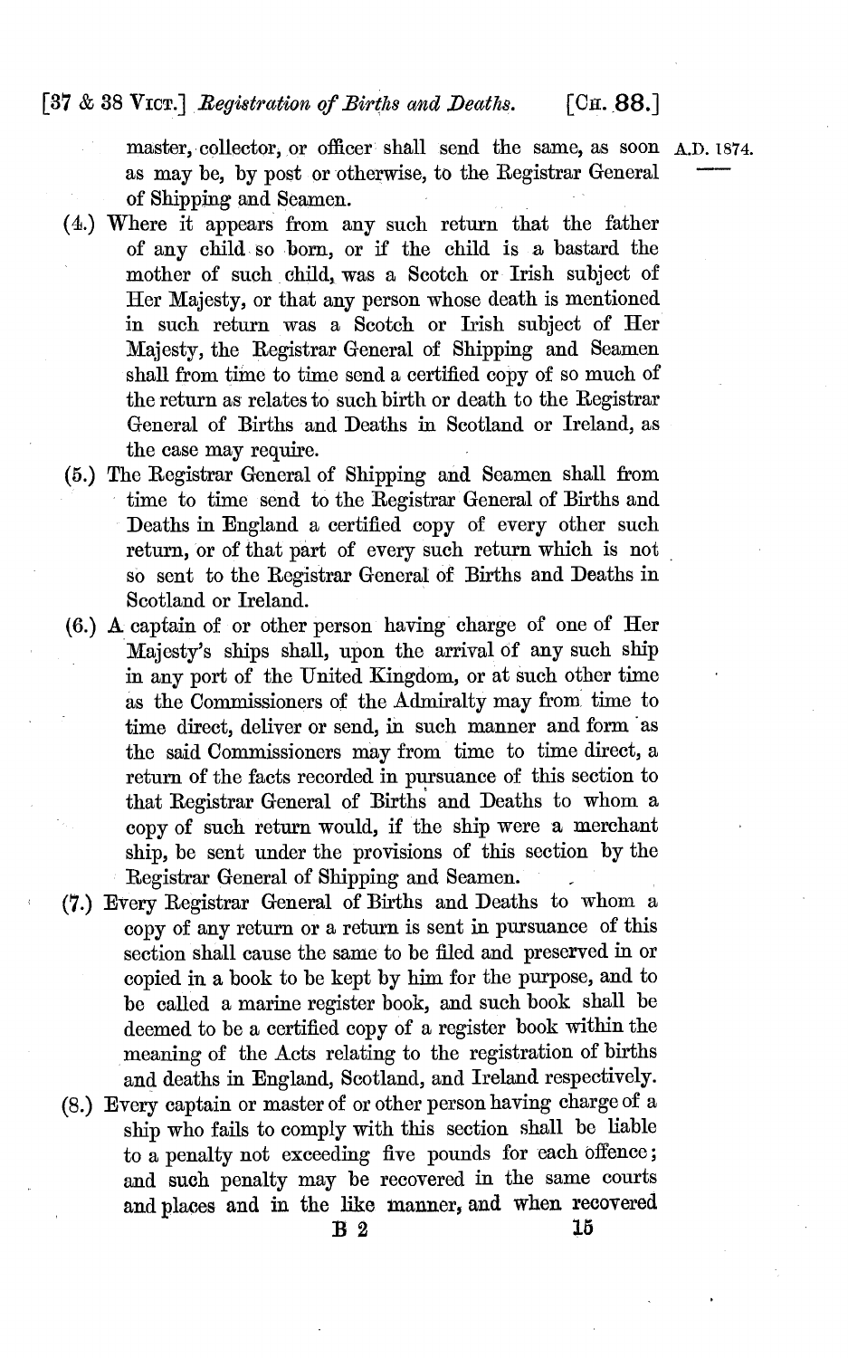master, collector, or officer shall send the same, as soon as may be, by post or otherwise, to the Registrar General of Shipping and Seamen.

(4.) Where it appears from any such return that the father of any child so born, or if the child is a bastard the mother of such child, was a Scotch or Irish subject of Her Majesty, or that any person whose death is mentioned in such return was a Scotch or Irish subject of Her Majesty, the Registrar General of Shipping and Seamen shall from time to time send a certified copy of so much of the return as relates to such birth or death to the Registrar General of Births and Deaths in Scotland or Ireland, as the case may require.

(5.) The Registrar General of Shipping and Seamen shall from time to time send to the Registrar General of Births and Deaths in England a certified copy of every other such return, or of that part of every such return which is not so sent to the Registrar General of Births and Deaths in Scotland or Ireland.

(6.) A captain of or other person having charge of one of Her Majesty's ships shall, upon the arrival of any such ship in any port of the United Kingdom, or at such other time as the Commissioners of the Admiralty may from time to time direct, deliver or send, in such manner and form as the said Commissioners may from time to time direct, a return of the facts recorded in pursuance of this section to that Registrar General of Births and Deaths to whom a copy of such return would, if the ship were a merchant ship, be sent under the provisions of this section by the Registrar General of Shipping and Seamen.

(7.) Every Registrar General of Births and Deaths to whom a copy of any return or a return is sent in pursuance of this section shall cause the same to be filed and preserved in or copied in a book to be kept by him for the purpose, and to be called a marine register book, and such book shall be deemed to be a certified copy of a register book within the meaning of the Acts relating to the registration of births and deaths in England, Scotland, and Ireland respectively.

(8.) Every captain or master of or other person having charge of a ship who fails to comply with this section shall be liable to a penalty not exceeding five pounds for each offence; and such penalty may be recovered in the same courts and places and in the like manner, and when recovered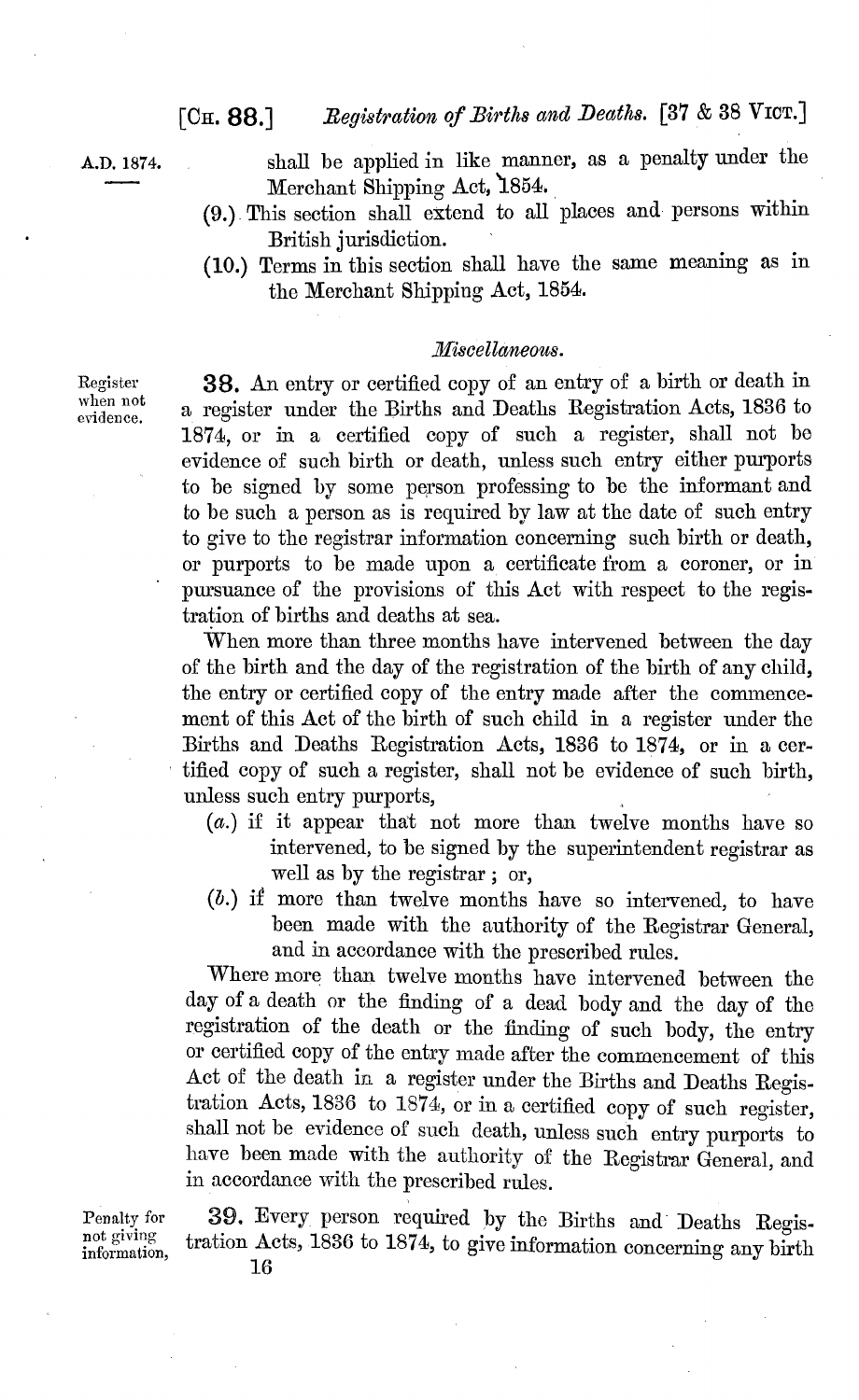A.D. 1874.

shall be applied in like manner, as a penalty under the Merchant Shipping Act, 1854.

(9.) This section shall extend to all places and persons within British jurisdiction.

(10.) Terms in this section shall have the same meaning as in the Merchant Shipping Act, 1854.

*Miscellaneous.*

Register when not evidence.

**38.** An entry or certified copy of an entry of a birth or death in a register under the Births and Deaths Registration Acts, 1836 to 1874, or in a certified copy of such a register, shall not be evidence of such birth or death, unless such entry either purports to be signed by some person professing to be the informant and to be such a person as is required by law at the date of such entry to give to the registrar information concerning such birth or death, or purports to be made upon a certificate from a coroner, or in pursuance of the provisions of this Act with respect to the registration of births and deaths at sea.

When more than three months have intervened between the day of the birth and the day of the registration of the birth of any child, the entry or certified copy of the entry made after the commencement of this Act of the birth of such child in a register under the Births and Deaths Registration Acts, 1836 to 1874, or in a certified copy of such a register, shall not be evidence of such birth, unless such entry purports,

(*a.*) if it appear that not more than twelve months have so intervened, to be signed by the superintendent registrar as well as by the registrar; or,

(*b.*) if more than twelve months have so intervened, to have been made with the authority of the Registrar General, and in accordance with the prescribed rules.

Where more than twelve months have intervened between the day of a death or the finding of a dead body and the day of the registration of the death or the finding of such body, the entry or certified copy of the entry made after the commencement of this Act of the death in a register under the Births and Deaths Registration Acts, 1836 to 1874, or in a certified copy of such register, shall not be evidence of such death, unless such entry purports to have been made with the authority of the Registrar General, and in accordance with the prescribed rules.

Penalty for not giving information,

**39.** Every person required by the Births and Deaths Registration Acts, 1836 to 1874, to give information concerning any birth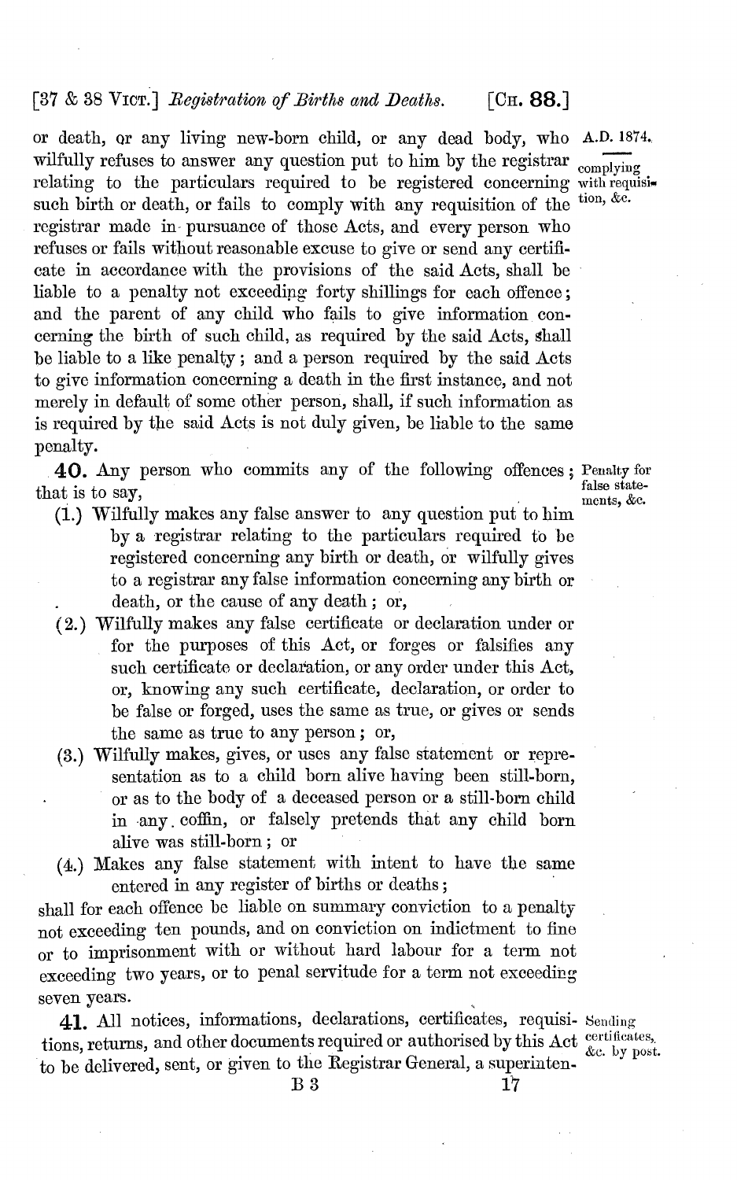or death, or any living new-born child, or any dead body, who wilfully refuses to answer any question put to him by the registrar relating to the particulars required to be registered concerning such birth or death, or fails to comply with any requisition of the registrar made in pursuance of those Acts, and every person who refuses or fails without reasonable excuse to give or send any certificate in accordance with the provisions of the said Acts, shall be liable to a penalty not exceeding forty shillings for each offence; and the parent of any child who fails to give information concerning the birth of such child, as required by the said Acts, shall be liable to a like penalty; and a person required by the said Acts to give information concerning a death in the first instance, and not merely in default of some other person, shall, if such information as is required by the said Acts is not duly given, be liable to the same penalty.

*Penalty for false statements, &c.*

**40.** Any person who commits any of the following offences; that is to say,

(1.) Wilfully makes any false answer to any question put to him by a registrar relating to the particulars required to be registered concerning any birth or death, or wilfully gives to a registrar any false information concerning any birth or death, or the cause of any death; or,

(2.) Wilfully makes any false certificate or declaration under or for the purposes of this Act, or forges or falsifies any such certificate or declaration, or any order under this Act, or, knowing any such certificate, declaration, or order to be false or forged, uses the same as true, or gives or sends the same as true to any person; or,

(3.) Wilfully makes, gives, or uses any false statement or representation as to a child born alive having been still-born, or as to the body of a deceased person or a still-born child in any coffin, or falsely pretends that any child born alive was still-born; or

(4.) Makes any false statement with intent to have the same entered in any register of births or deaths;

shall for each offence be liable on summary conviction to a penalty not exceeding ten pounds, and on conviction on indictment to fine or to imprisonment with or without hard labour for a term not exceeding two years, or to penal servitude for a term not exceeding seven years.

*Sending certificates, &c. by post.*

**41.** All notices, informations, declarations, certificates, requisitions, returns, and other documents required or authorised by this Act to be delivered, sent, or given to the Registrar General, a superinten-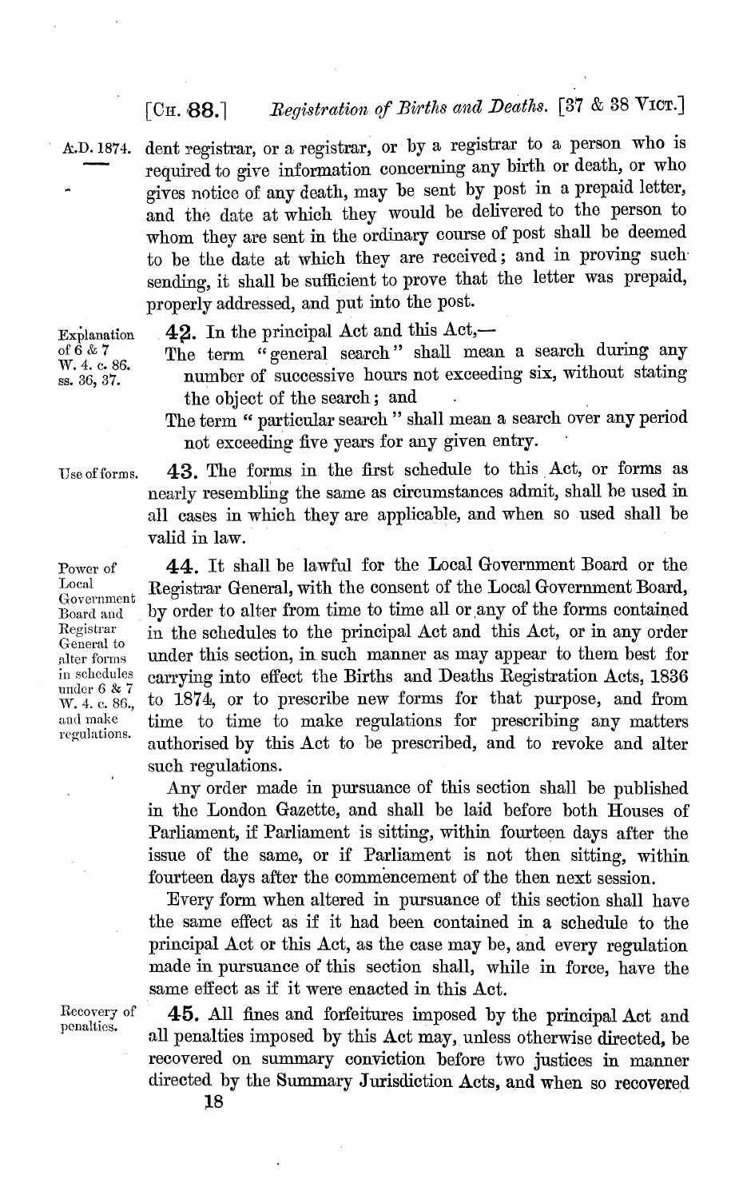dent registrar, or a registrar, or by a registrar to a person who is required to give information concerning any birth or death, or who gives notice of any death, may be sent by post in a prepaid letter, and the date at which they would be delivered to the person to whom they are sent in the ordinary course of post shall be deemed to be the date at which they are received; and in proving such sending, it shall be sufficient to prove that the letter was prepaid, properly addressed, and put into the post.

*Explanation of 6 & 7 W. 4. c. 86. ss. 36, 37.*

**42.** In the principal Act and this Act,—

The term "general search" shall mean a search during any number of successive hours not exceeding six, without stating the object of the search; and

The term "particular search" shall mean a search over any period not exceeding five years for any given entry.

*Use of forms.*

**43.** The forms in the first schedule to this Act, or forms as nearly resembling the same as circumstances admit, shall be used in all cases in which they are applicable, and when so used shall be valid in law.

*Power of Local Government Board and Registrar General to alter forms in schedules under 6 & 7 W. 4. c. 86., and make regulations.*

**44.** It shall be lawful for the Local Government Board or the Registrar General, with the consent of the Local Government Board, by order to alter from time to time all or any of the forms contained in the schedules to the principal Act and this Act, or in any order under this section, in such manner as may appear to them best for carrying into effect the Births and Deaths Registration Acts, 1836 to 1874, or to prescribe new forms for that purpose, and from time to time to make regulations for prescribing any matters authorised by this Act to be prescribed, and to revoke and alter such regulations.

Any order made in pursuance of this section shall be published in the London Gazette, and shall be laid before both Houses of Parliament, if Parliament is sitting, within fourteen days after the issue of the same, or if Parliament is not then sitting, within fourteen days after the commencement of the then next session.

Every form when altered in pursuance of this section shall have the same effect as if it had been contained in a schedule to the principal Act or this Act, as the case may be, and every regulation made in pursuance of this section shall, while in force, have the same effect as if it were enacted in this Act.

*Recovery of penalties.*

**45.** All fines and forfeitures imposed by the principal Act and all penalties imposed by this Act may, unless otherwise directed, be recovered on summary conviction before two justices in manner directed by the Summary Jurisdiction Acts, and when so recovered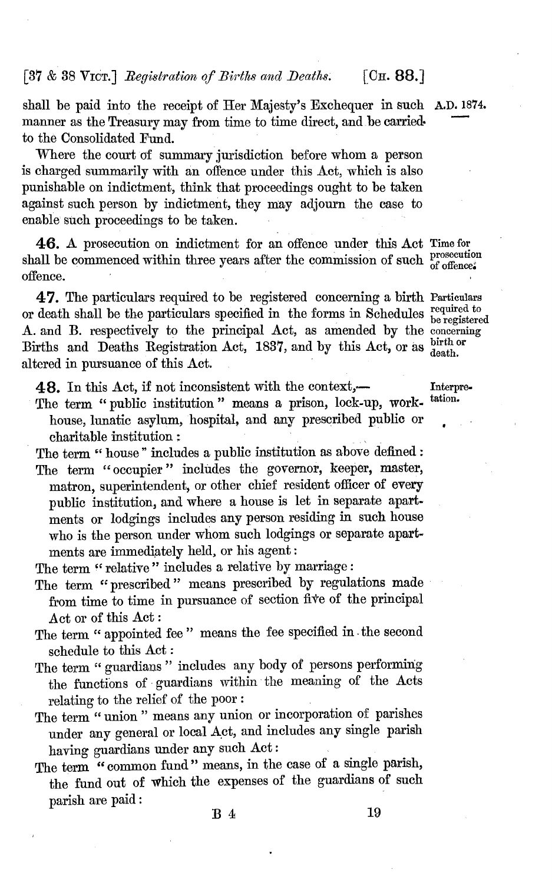shall be paid into the receipt of Her Majesty's Exchequer in such manner as the Treasury may from time to time direct, and be carried to the Consolidated Fund.

Where the court of summary jurisdiction before whom a person is charged summarily with an offence under this Act, which is also punishable on indictment, think that proceedings ought to be taken against such person by indictment, they may adjourn the case to enable such proceedings to be taken.

**46.** A prosecution on indictment for an offence under this Act shall be commenced within three years after the commission of such offence.

*Time for prosecution of offence.*

**47.** The particulars required to be registered concerning a birth or death shall be the particulars specified in the forms in Schedules A. and B. respectively to the principal Act, as amended by the Births and Deaths Registration Act, 1837, and by this Act, or as altered in pursuance of this Act.

*Particulars required to be registered concerning birth or death.*

**48.** In this Act, if not inconsistent with the context,—

*Interpretation.*

The term "public institution" means a prison, lock-up, workhouse, lunatic asylum, hospital, and any prescribed public or charitable institution:

The term "house" includes a public institution as above defined:

The term "occupier" includes the governor, keeper, master, matron, superintendent, or other chief resident officer of every public institution, and where a house is let in separate apartments or lodgings includes any person residing in such house who is the person under whom such lodgings or separate apartments are immediately held, or his agent:

The term "relative" includes a relative by marriage:

The term "prescribed" means prescribed by regulations made from time to time in pursuance of section five of the principal Act or of this Act:

The term "appointed fee" means the fee specified in the second schedule to this Act:

The term "guardians" includes any body of persons performing the functions of guardians within the meaning of the Acts relating to the relief of the poor:

The term "union" means any union or incorporation of parishes under any general or local Act, and includes any single parish having guardians under any such Act:

The term "common fund" means, in the case of a single parish, the fund out of which the expenses of the guardians of such parish are paid: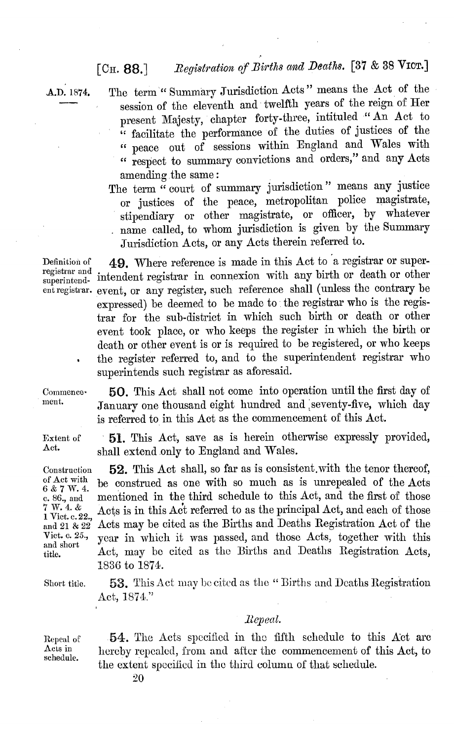The term "Summary Jurisdiction Acts" means the Act of the session of the eleventh and twelfth years of the reign of Her present Majesty, chapter forty-three, intituled "An Act to "facilitate the performance of the duties of justices of the "peace out of sessions within England and Wales with "respect to summary convictions and orders," and any Acts amending the same:

The term "court of summary jurisdiction" means any justice or justices of the peace, metropolitan police magistrate, stipendiary or other magistrate, or officer, by whatever name called, to whom jurisdiction is given by the Summary Jurisdiction Acts, or any Acts therein referred to.

*Definition of registrar and superintendent registrar.*

**49.** Where reference is made in this Act to a registrar or superintendent registrar in connexion with any birth or death or other event, or any register, such reference shall (unless the contrary be expressed) be deemed to be made to the registrar who is the registrar for the sub-district in which such birth or death or other event took place, or who keeps the register in which the birth or death or other event is or is required to be registered, or who keeps the register referred to, and to the superintendent registrar who superintends such registrar as aforesaid.

*Commencement.*

**50.** This Act shall not come into operation until the first day of January one thousand eight hundred and seventy-five, which day is referred to in this Act as the commencement of this Act.

*Extent of Act.*

**51.** This Act, save as is herein otherwise expressly provided, shall extend only to England and Wales.

*Construction of Act with 6 & 7 W. 4. c. 86., and 7 W. 4. & 1 Vict. c. 22., and 21 & 22 Vict. c. 25., and short title.*

**52.** This Act shall, so far as is consistent with the tenor thereof, be construed as one with so much as is unrepealed of the Acts mentioned in the third schedule to this Act, and the first of those Acts is in this Act referred to as the principal Act, and each of those Acts may be cited as the Births and Deaths Registration Act of the year in which it was passed, and those Acts, together with this Act, may be cited as the Births and Deaths Registration Acts, 1836 to 1874.

*Short title.*

**53.** This Act may be cited as the "Births and Deaths Registration Act, 1874."

### *Repeal.*

*Repeal of Acts in schedule.*

**54.** The Acts specified in the fifth schedule to this Act are hereby repealed, from and after the commencement of this Act, to the extent specified in the third column of that schedule.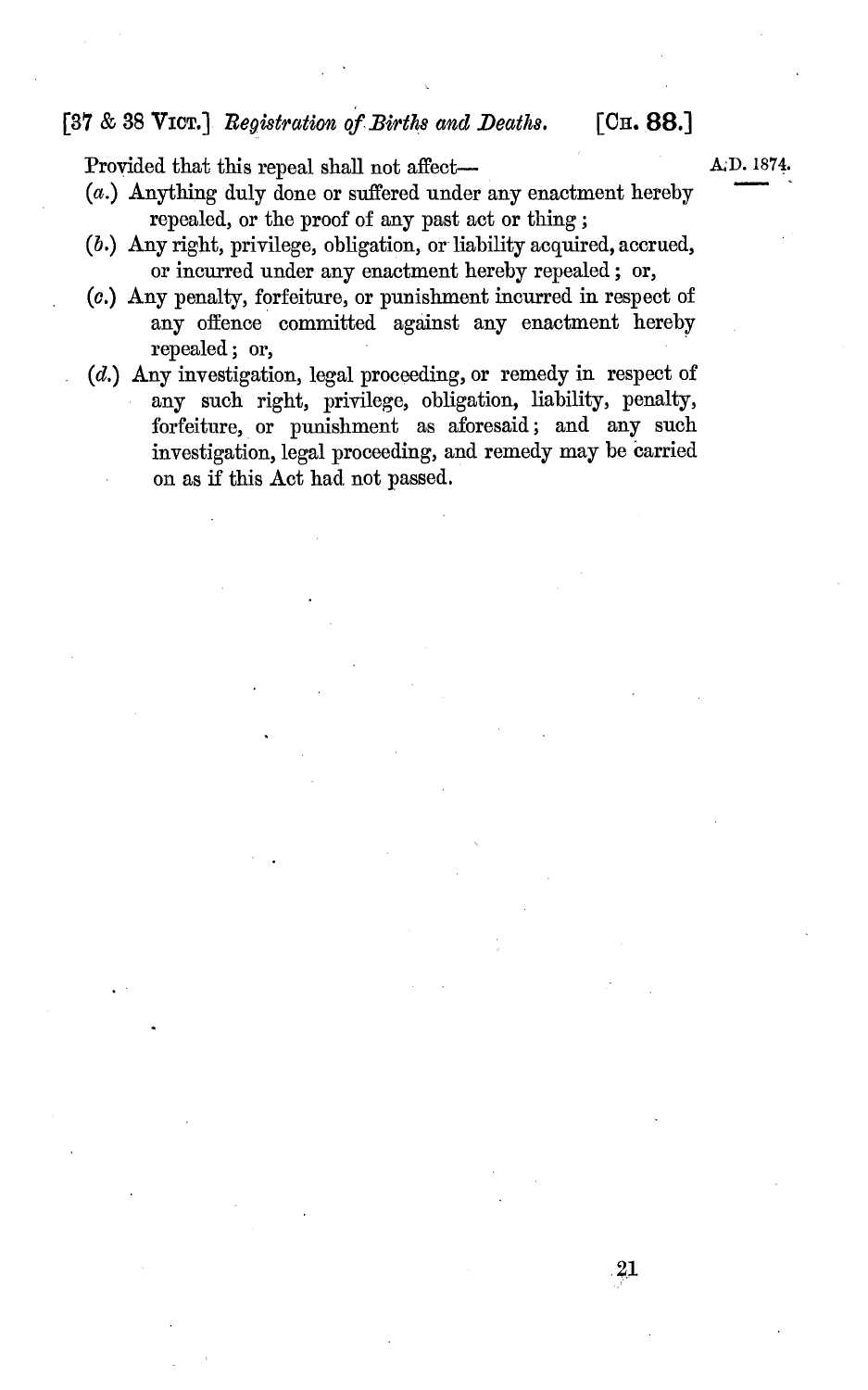Provided that this repeal shall not affect—

(*a.*) Anything duly done or suffered under any enactment hereby repealed, or the proof of any past act or thing;

(*b.*) Any right, privilege, obligation, or liability acquired, accrued, or incurred under any enactment hereby repealed; or,

(*c.*) Any penalty, forfeiture, or punishment incurred in respect of any offence committed against any enactment hereby repealed; or,

(*d.*) Any investigation, legal proceeding, or remedy in respect of any such right, privilege, obligation, liability, penalty, forfeiture, or punishment as aforesaid; and any such investigation, legal proceeding, and remedy may be carried on as if this Act had not passed.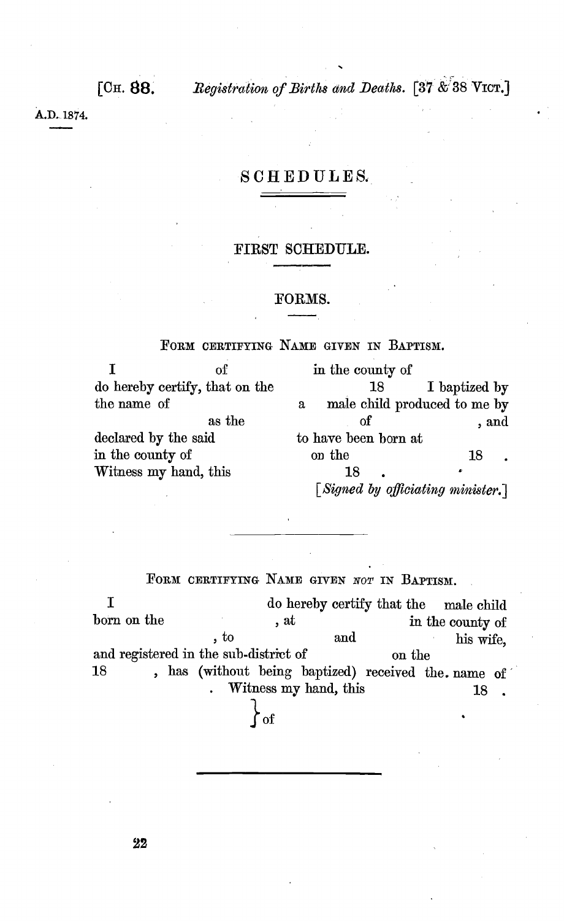# SCHEDULES.

## FIRST SCHEDULE.

### FORMS.

FORM CERTIFYING NAME GIVEN IN BAPTISM.

I of in the county of do hereby certify, that on the 18 I baptized by the name of a male child produced to me by as the of , and declared by the said to have been born at in the county of on the 18 .
Witness my hand, this 18 .

*[Signed by officiating minister.]*

---

FORM CERTIFYING NAME GIVEN *NOT* IN BAPTISM.

I do hereby certify that the male child born on the , at in the county of , to and his wife, and registered in the sub-district of on the 18 , has (without being baptized) received the name of . Witness my hand, this 18 .

} of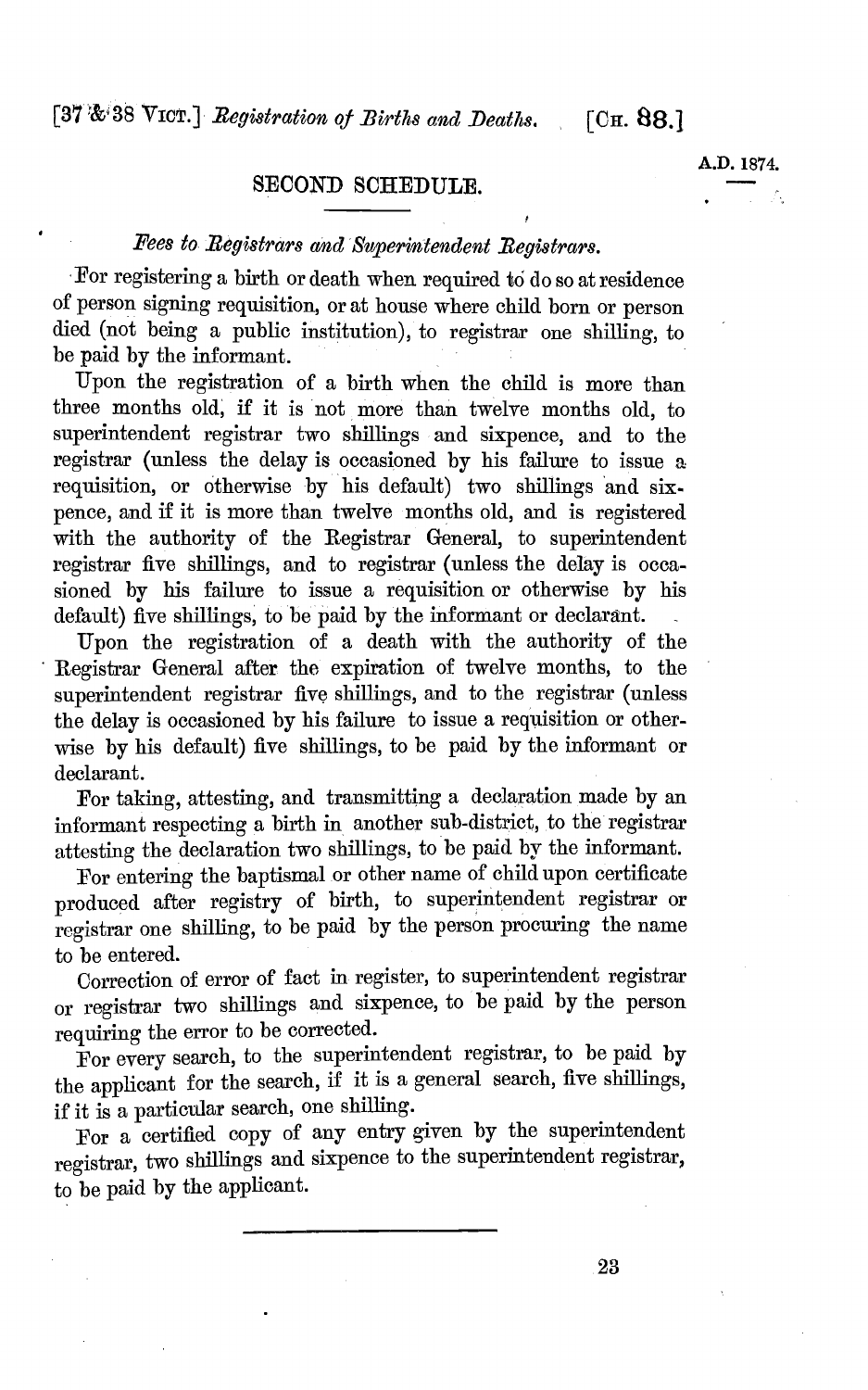## SECOND SCHEDULE.

*Fees to Registrars and Superintendent Registrars.*

For registering a birth or death when required to do so at residence of person signing requisition, or at house where child born or person died (not being a public institution), to registrar one shilling, to be paid by the informant.

Upon the registration of a birth when the child is more than three months old, if it is not more than twelve months old, to superintendent registrar two shillings and sixpence, and to the registrar (unless the delay is occasioned by his failure to issue a requisition, or otherwise by his default) two shillings and sixpence, and if it is more than twelve months old, and is registered with the authority of the Registrar General, to superintendent registrar five shillings, and to registrar (unless the delay is occasioned by his failure to issue a requisition or otherwise by his default) five shillings, to be paid by the informant or declarant.

Upon the registration of a death with the authority of the Registrar General after the expiration of twelve months, to the superintendent registrar five shillings, and to the registrar (unless the delay is occasioned by his failure to issue a requisition or otherwise by his default) five shillings, to be paid by the informant or declarant.

For taking, attesting, and transmitting a declaration made by an informant respecting a birth in another sub-district, to the registrar attesting the declaration two shillings, to be paid by the informant.

For entering the baptismal or other name of child upon certificate produced after registry of birth, to superintendent registrar or registrar one shilling, to be paid by the person procuring the name to be entered.

Correction of error of fact in register, to superintendent registrar or registrar two shillings and sixpence, to be paid by the person requiring the error to be corrected.

For every search, to the superintendent registrar, to be paid by the applicant for the search, if it is a general search, five shillings, if it is a particular search, one shilling.

For a certified copy of any entry given by the superintendent registrar, two shillings and sixpence to the superintendent registrar, to be paid by the applicant.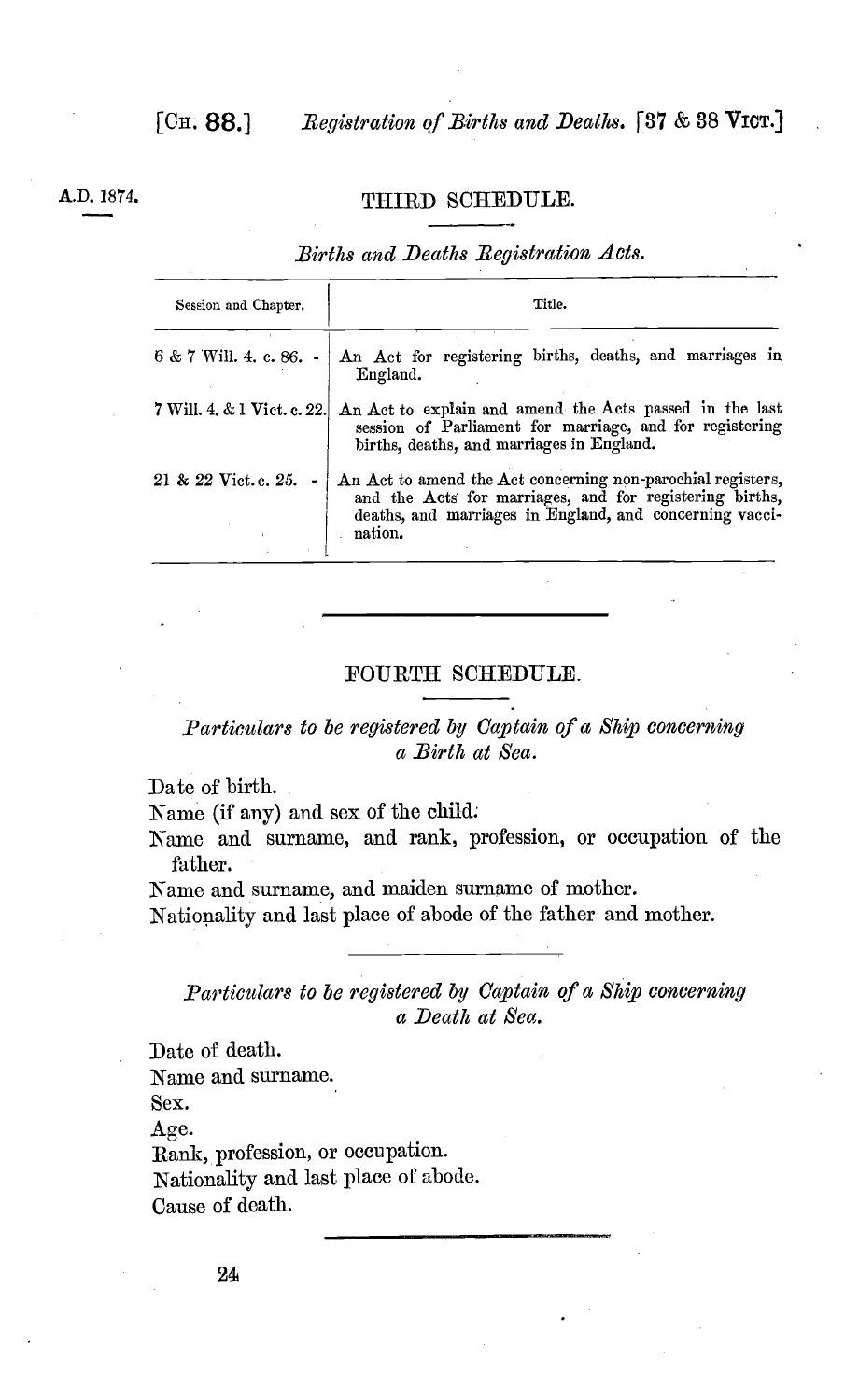A.D. 1874.

## THIRD SCHEDULE.

*Births and Deaths Registration Acts.*

| Session and Chapter. | Title. |
|---|---|
| 6 & 7 Will. 4. c. 86. - | An Act for registering births, deaths, and marriages in England. |
| 7 Will. 4. & 1 Vict. c. 22. | An Act to explain and amend the Acts passed in the last session of Parliament for marriage, and for registering births, deaths, and marriages in England. |
| 21 & 22 Vict. c. 25. - | An Act to amend the Act concerning non-parochial registers, and the Acts for marriages, and for registering births, deaths, and marriages in England, and concerning vaccination. |

---

## FOURTH SCHEDULE.

*Particulars to be registered by Captain of a Ship concerning a Birth at Sea.*

Date of birth.
Name (if any) and sex of the child.
Name and surname, and rank, profession, or occupation of the father.
Name and surname, and maiden surname of mother.
Nationality and last place of abode of the father and mother.

---

*Particulars to be registered by Captain of a Ship concerning a Death at Sea.*

Date of death.
Name and surname.
Sex.
Age.
Rank, profession, or occupation.
Nationality and last place of abode.
Cause of death.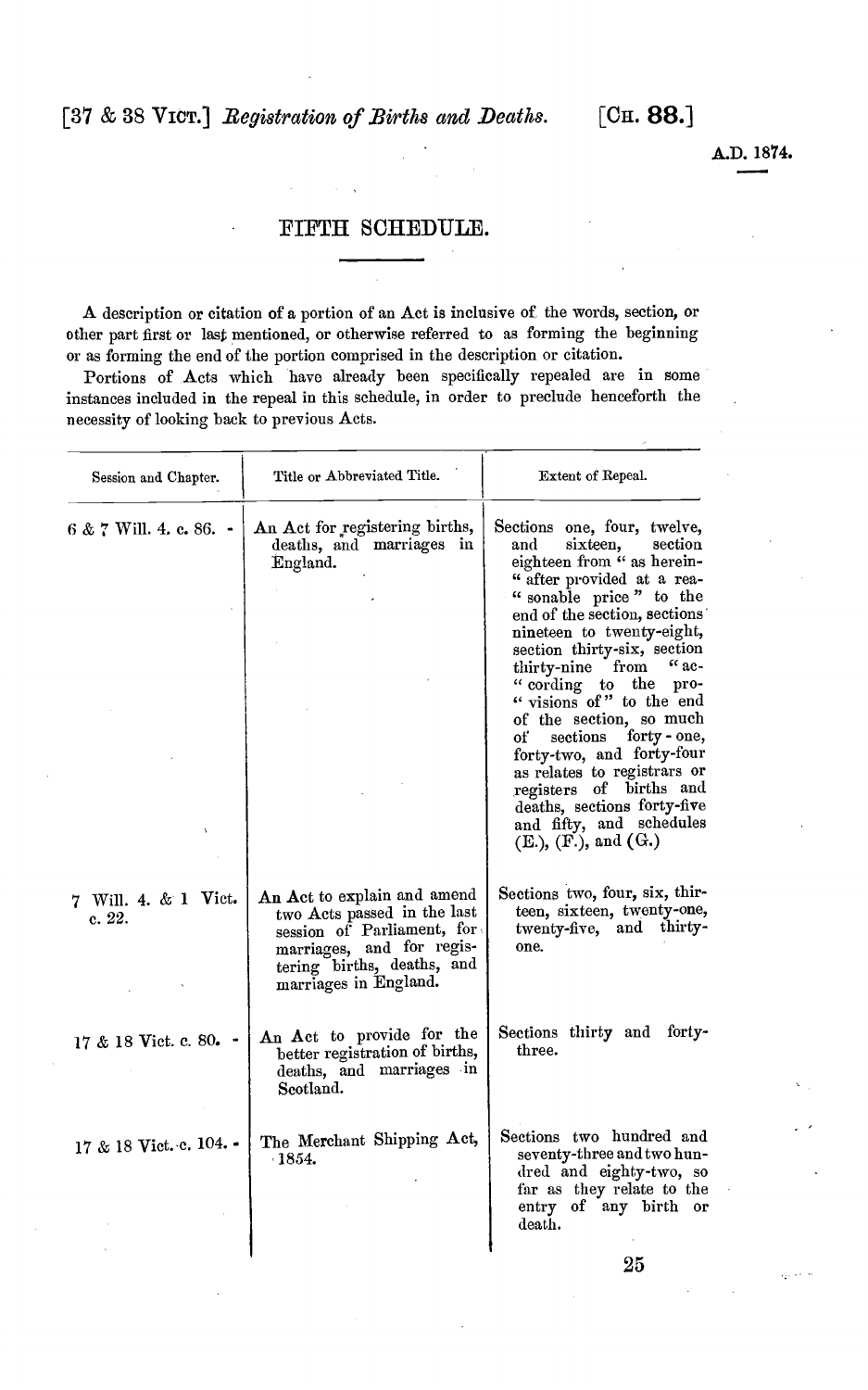## FIFTH SCHEDULE.

A description or citation of a portion of an Act is inclusive of the words, section, or other part first or last mentioned, or otherwise referred to as forming the beginning or as forming the end of the portion comprised in the description or citation.

Portions of Acts which have already been specifically repealed are in some instances included in the repeal in this schedule, in order to preclude henceforth the necessity of looking back to previous Acts.

| Session and Chapter. | Title or Abbreviated Title. | Extent of Repeal. |
|---|---|---|
| 6 & 7 Will. 4. c. 86. | An Act for registering births, deaths, and marriages in England. | Sections one, four, twelve, and sixteen, section eighteen from "as hereinafter provided at a reasonable price" to the end of the section, sections nineteen to twenty-eight, section thirty-six, section thirty-nine from "according to the provisions of" to the end of the section, so much of sections forty-one, forty-two, and forty-four as relates to registrars or registers of births and deaths, sections forty-five and fifty, and schedules (E.), (F.), and (G.) |
| 7 Will. 4. & 1 Vict. c. 22. | An Act to explain and amend two Acts passed in the last session of Parliament, for marriages, and for registering births, deaths, and marriages in England. | Sections two, four, six, thirteen, sixteen, twenty-one, twenty-five, and thirty-one. |
| 17 & 18 Vict. c. 80. | An Act to provide for the better registration of births, deaths, and marriages in Scotland. | Sections thirty and forty-three. |
| 17 & 18 Vict. c. 104. | The Merchant Shipping Act, 1854. | Sections two hundred and seventy-three and two hundred and eighty-two, so far as they relate to the entry of any birth or death. |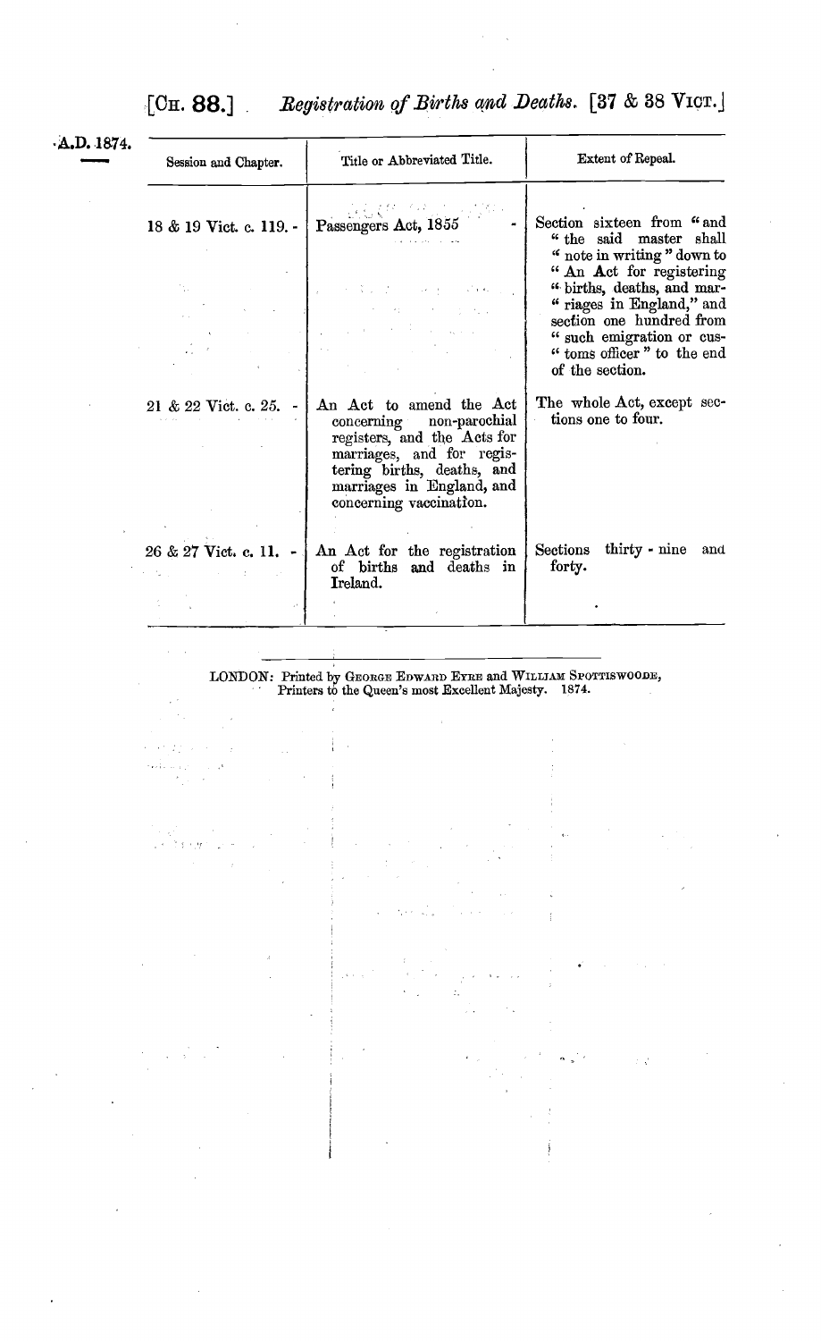A.D. 1874.

| Session and Chapter. | Title or Abbreviated Title. | Extent of Repeal. |
| --- | --- | --- |
| 18 & 19 Vict. c. 119. | Passengers Act, 1855 | Section sixteen from "and the said master shall note in writing" down to "An Act for registering births, deaths, and marriages in England," and section one hundred from "such emigration or customs officer" to the end of the section. |
| 21 & 22 Vict. c. 25. | An Act to amend the Act concerning non-parochial registers, and the Acts for marriages, and for registering births, deaths, and marriages in England, and concerning vaccination. | The whole Act, except sections one to four. |
| 26 & 27 Vict. c. 11. | An Act for the registration of births and deaths in Ireland. | Sections thirty-nine and forty. |

LONDON: Printed by GEORGE EDWARD EYRE and WILLIAM SPOTTISWOODE, Printers to the Queen's most Excellent Majesty. 1874.